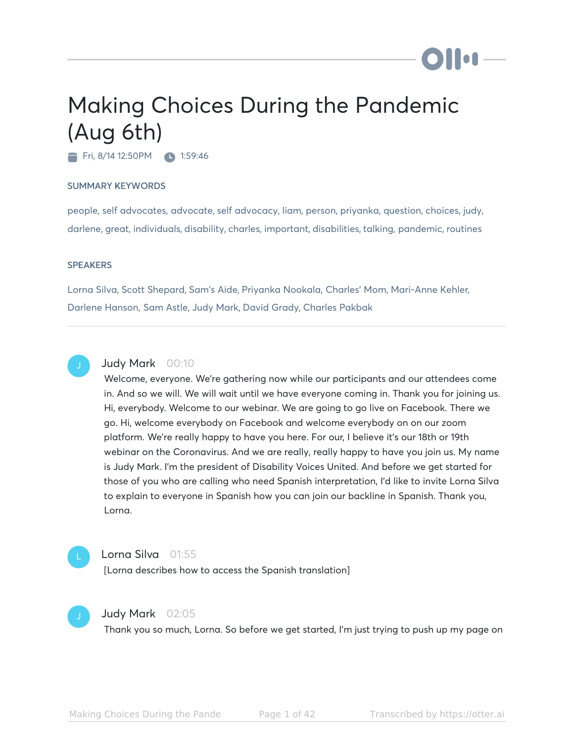# Making Choices During the Pandemic (Aug 6th)

Fri, 8/14 12:50PM  1:59:46

## SUMMARY KEYWORDS

people, self advocates, advocate, self advocacy, liam, person, priyanka, question, choices, judy, darlene, great, individuals, disability, charles, important, disabilities, talking, pandemic, routines

## SPEAKERS

Lorna Silva, Scott Shepard, Sam's Aide, Priyanka Nookala, Charles' Mom, Mari-Anne Kehler, Darlene Hanson, Sam Astle, Judy Mark, David Grady, Charles Pakbak

---

**Judy Mark** 00:10

Welcome, everyone. We're gathering now while our participants and our attendees come in. And so we will. We will wait until we have everyone coming in. Thank you for joining us. Hi, everybody. Welcome to our webinar. We are going to go live on Facebook. There we go. Hi, welcome everybody on Facebook and welcome everybody on on our zoom platform. We're really happy to have you here. For our, I believe it's our 18th or 19th webinar on the Coronavirus. And we are really, really happy to have you join us. My name is Judy Mark. I'm the president of Disability Voices United. And before we get started for those of you who are calling who need Spanish interpretation, I'd like to invite Lorna Silva to explain to everyone in Spanish how you can join our backline in Spanish. Thank you, Lorna.

**Lorna Silva** 01:55

[Lorna describes how to access the Spanish translation]

**Judy Mark** 02:05

Thank you so much, Lorna. So before we get started, I'm just trying to push up my page on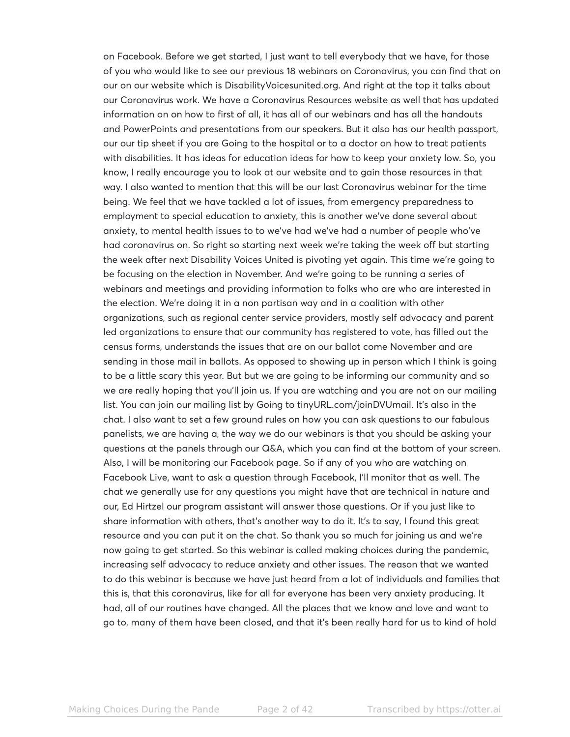on Facebook. Before we get started, I just want to tell everybody that we have, for those of you who would like to see our previous 18 webinars on Coronavirus, you can find that on our on our website which is DisabilityVoicesunited.org. And right at the top it talks about our Coronavirus work. We have a Coronavirus Resources website as well that has updated information on on how to first of all, it has all of our webinars and has all the handouts and PowerPoints and presentations from our speakers. But it also has our health passport, our our tip sheet if you are Going to the hospital or to a doctor on how to treat patients with disabilities. It has ideas for education ideas for how to keep your anxiety low. So, you know, I really encourage you to look at our website and to gain those resources in that way. I also wanted to mention that this will be our last Coronavirus webinar for the time being. We feel that we have tackled a lot of issues, from emergency preparedness to employment to special education to anxiety, this is another we've done several about anxiety, to mental health issues to to we've had we've had a number of people who've had coronavirus on. So right so starting next week we're taking the week off but starting the week after next Disability Voices United is pivoting yet again. This time we're going to be focusing on the election in November. And we're going to be running a series of webinars and meetings and providing information to folks who are who are interested in the election. We're doing it in a non partisan way and in a coalition with other organizations, such as regional center service providers, mostly self advocacy and parent led organizations to ensure that our community has registered to vote, has filled out the census forms, understands the issues that are on our ballot come November and are sending in those mail in ballots. As opposed to showing up in person which I think is going to be a little scary this year. But but we are going to be informing our community and so we are really hoping that you'll join us. If you are watching and you are not on our mailing list. You can join our mailing list by Going to tinyURL.com/joinDVUmail. It's also in the chat. I also want to set a few ground rules on how you can ask questions to our fabulous panelists, we are having a, the way we do our webinars is that you should be asking your questions at the panels through our Q&A, which you can find at the bottom of your screen. Also, I will be monitoring our Facebook page. So if any of you who are watching on Facebook Live, want to ask a question through Facebook, I'll monitor that as well. The chat we generally use for any questions you might have that are technical in nature and our, Ed Hirtzel our program assistant will answer those questions. Or if you just like to share information with others, that's another way to do it. It's to say, I found this great resource and you can put it on the chat. So thank you so much for joining us and we're now going to get started. So this webinar is called making choices during the pandemic, increasing self advocacy to reduce anxiety and other issues. The reason that we wanted to do this webinar is because we have just heard from a lot of individuals and families that this is, that this coronavirus, like for all for everyone has been very anxiety producing. It had, all of our routines have changed. All the places that we know and love and want to go to, many of them have been closed, and that it's been really hard for us to kind of hold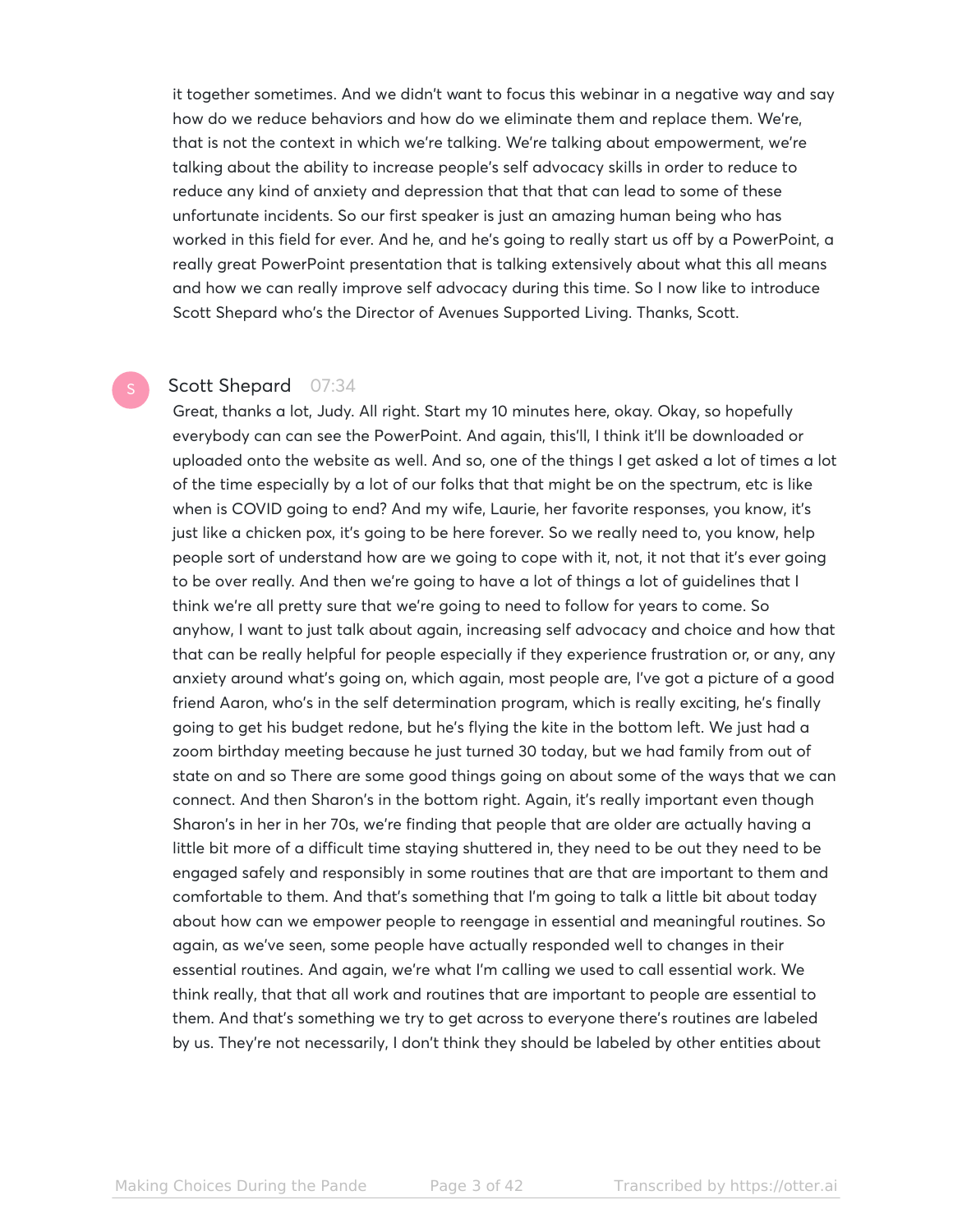it together sometimes. And we didn't want to focus this webinar in a negative way and say how do we reduce behaviors and how do we eliminate them and replace them. We're, that is not the context in which we're talking. We're talking about empowerment, we're talking about the ability to increase people's self advocacy skills in order to reduce to reduce any kind of anxiety and depression that that that can lead to some of these unfortunate incidents. So our first speaker is just an amazing human being who has worked in this field for ever. And he, and he's going to really start us off by a PowerPoint, a really great PowerPoint presentation that is talking extensively about what this all means and how we can really improve self advocacy during this time. So I now like to introduce Scott Shepard who's the Director of Avenues Supported Living. Thanks, Scott.

**Scott Shepard** 07:34

Great, thanks a lot, Judy. All right. Start my 10 minutes here, okay. Okay, so hopefully everybody can can see the PowerPoint. And again, this'll, I think it'll be downloaded or uploaded onto the website as well. And so, one of the things I get asked a lot of times a lot of the time especially by a lot of our folks that that might be on the spectrum, etc is like when is COVID going to end? And my wife, Laurie, her favorite responses, you know, it's just like a chicken pox, it's going to be here forever. So we really need to, you know, help people sort of understand how are we going to cope with it, not, it not that it's ever going to be over really. And then we're going to have a lot of things a lot of guidelines that I think we're all pretty sure that we're going to need to follow for years to come. So anyhow, I want to just talk about again, increasing self advocacy and choice and how that that can be really helpful for people especially if they experience frustration or, or any, any anxiety around what's going on, which again, most people are, I've got a picture of a good friend Aaron, who's in the self determination program, which is really exciting, he's finally going to get his budget redone, but he's flying the kite in the bottom left. We just had a zoom birthday meeting because he just turned 30 today, but we had family from out of state on and so There are some good things going on about some of the ways that we can connect. And then Sharon's in the bottom right. Again, it's really important even though Sharon's in her in her 70s, we're finding that people that are older are actually having a little bit more of a difficult time staying shuttered in, they need to be out they need to be engaged safely and responsibly in some routines that are that are important to them and comfortable to them. And that's something that I'm going to talk a little bit about today about how can we empower people to reengage in essential and meaningful routines. So again, as we've seen, some people have actually responded well to changes in their essential routines. And again, we're what I'm calling we used to call essential work. We think really, that that all work and routines that are important to people are essential to them. And that's something we try to get across to everyone there's routines are labeled by us. They're not necessarily, I don't think they should be labeled by other entities about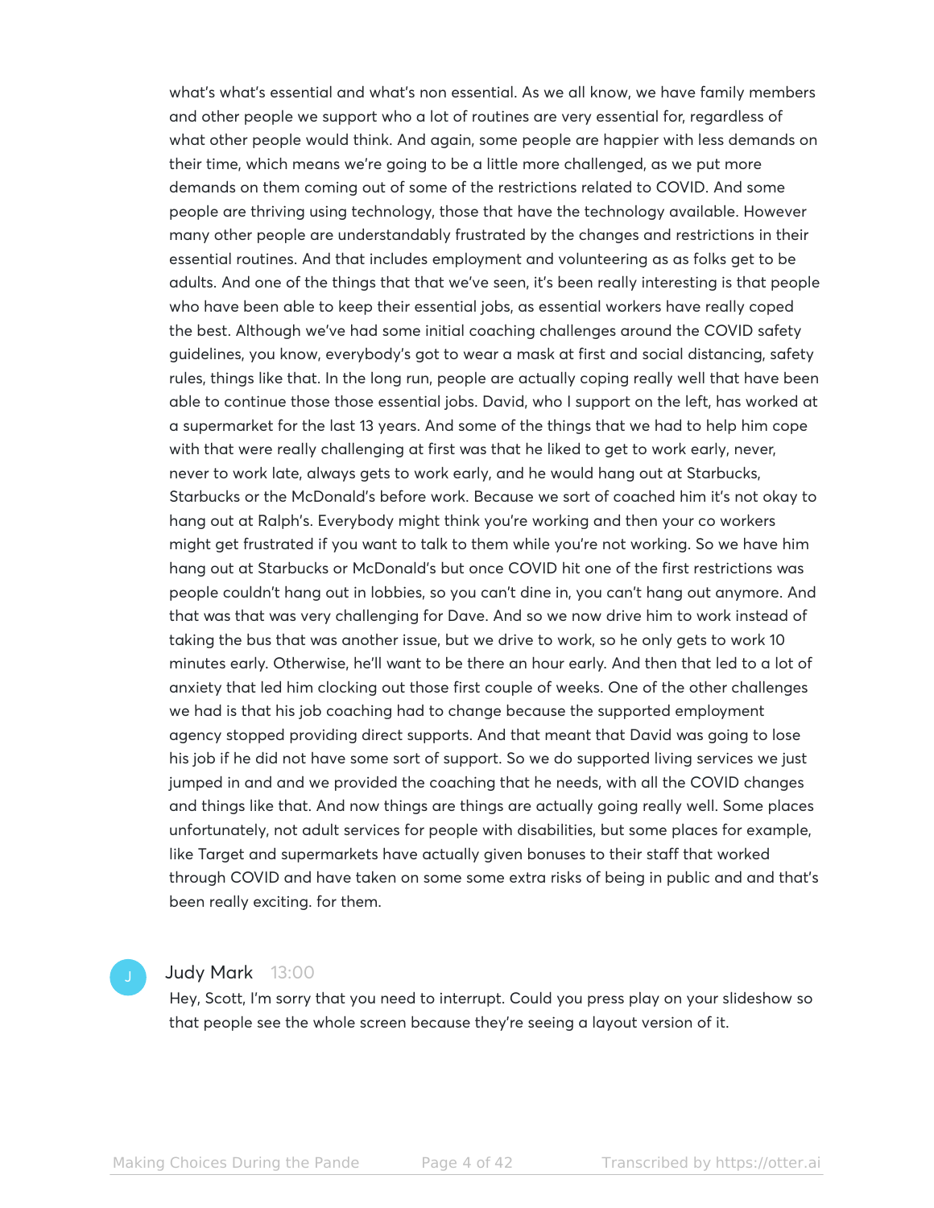what's what's essential and what's non essential. As we all know, we have family members and other people we support who a lot of routines are very essential for, regardless of what other people would think. And again, some people are happier with less demands on their time, which means we're going to be a little more challenged, as we put more demands on them coming out of some of the restrictions related to COVID. And some people are thriving using technology, those that have the technology available. However many other people are understandably frustrated by the changes and restrictions in their essential routines. And that includes employment and volunteering as as folks get to be adults. And one of the things that that we've seen, it's been really interesting is that people who have been able to keep their essential jobs, as essential workers have really coped the best. Although we've had some initial coaching challenges around the COVID safety guidelines, you know, everybody's got to wear a mask at first and social distancing, safety rules, things like that. In the long run, people are actually coping really well that have been able to continue those those essential jobs. David, who I support on the left, has worked at a supermarket for the last 13 years. And some of the things that we had to help him cope with that were really challenging at first was that he liked to get to work early, never, never to work late, always gets to work early, and he would hang out at Starbucks, Starbucks or the McDonald's before work. Because we sort of coached him it's not okay to hang out at Ralph's. Everybody might think you're working and then your co workers might get frustrated if you want to talk to them while you're not working. So we have him hang out at Starbucks or McDonald's but once COVID hit one of the first restrictions was people couldn't hang out in lobbies, so you can't dine in, you can't hang out anymore. And that was that was very challenging for Dave. And so we now drive him to work instead of taking the bus that was another issue, but we drive to work, so he only gets to work 10 minutes early. Otherwise, he'll want to be there an hour early. And then that led to a lot of anxiety that led him clocking out those first couple of weeks. One of the other challenges we had is that his job coaching had to change because the supported employment agency stopped providing direct supports. And that meant that David was going to lose his job if he did not have some sort of support. So we do supported living services we just jumped in and and we provided the coaching that he needs, with all the COVID changes and things like that. And now things are things are actually going really well. Some places unfortunately, not adult services for people with disabilities, but some places for example, like Target and supermarkets have actually given bonuses to their staff that worked through COVID and have taken on some some extra risks of being in public and and that's been really exciting. for them.

**Judy Mark** 13:00

Hey, Scott, I'm sorry that you need to interrupt. Could you press play on your slideshow so that people see the whole screen because they're seeing a layout version of it.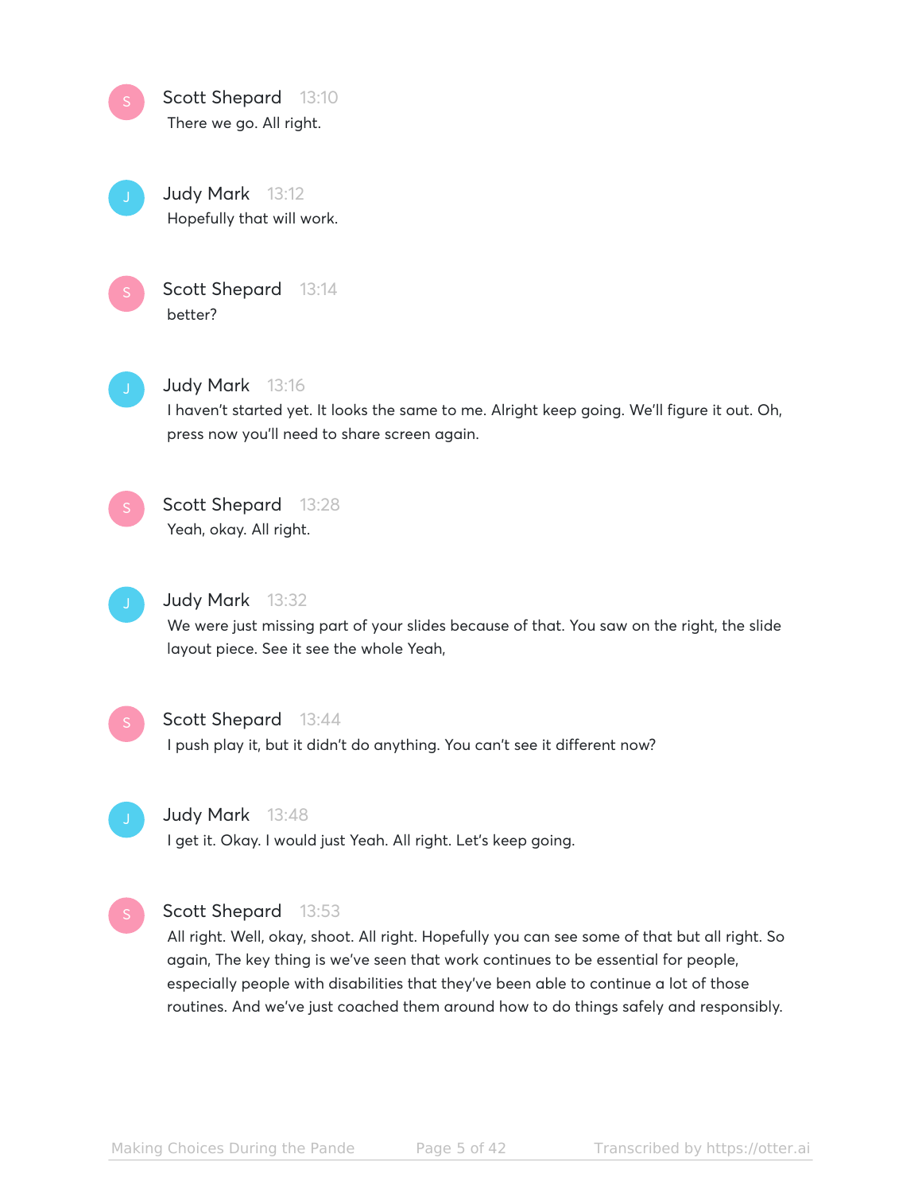**Scott Shepard** 13:10
There we go. All right.

**Judy Mark** 13:12
Hopefully that will work.

**Scott Shepard** 13:14
better?

**Judy Mark** 13:16
I haven't started yet. It looks the same to me. Alright keep going. We'll figure it out. Oh, press now you'll need to share screen again.

**Scott Shepard** 13:28
Yeah, okay. All right.

**Judy Mark** 13:32
We were just missing part of your slides because of that. You saw on the right, the slide layout piece. See it see the whole Yeah,

**Scott Shepard** 13:44
I push play it, but it didn't do anything. You can't see it different now?

**Judy Mark** 13:48
I get it. Okay. I would just Yeah. All right. Let's keep going.

**Scott Shepard** 13:53
All right. Well, okay, shoot. All right. Hopefully you can see some of that but all right. So again, The key thing is we've seen that work continues to be essential for people, especially people with disabilities that they've been able to continue a lot of those routines. And we've just coached them around how to do things safely and responsibly.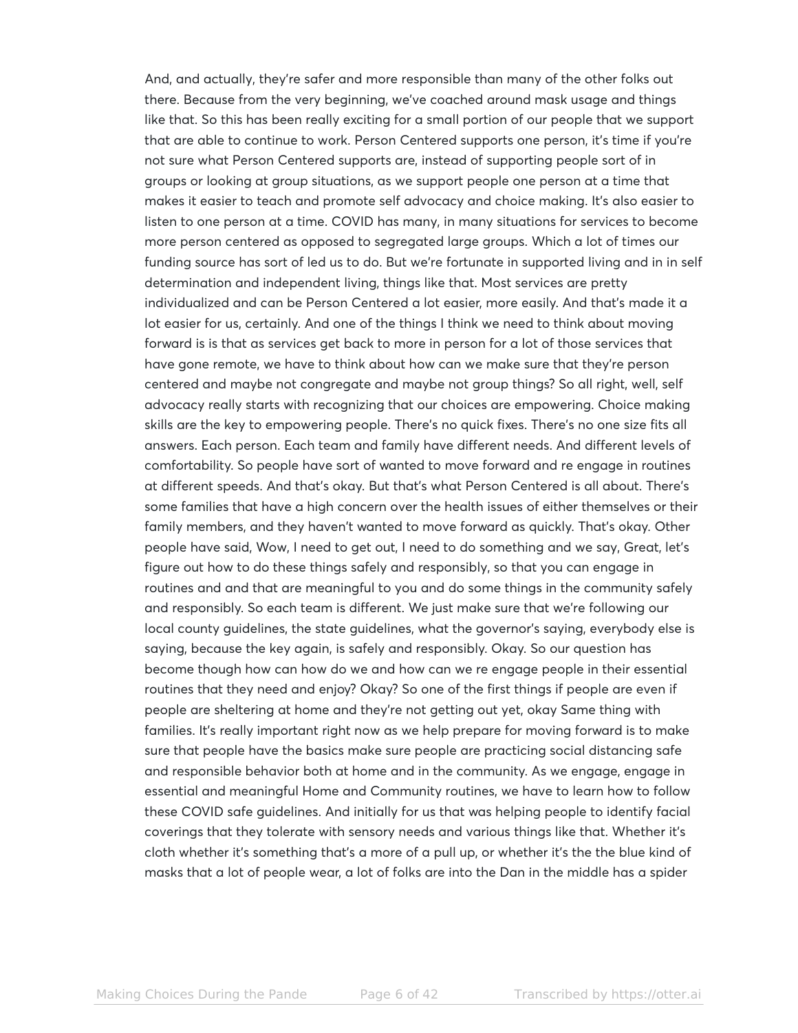And, and actually, they're safer and more responsible than many of the other folks out there. Because from the very beginning, we've coached around mask usage and things like that. So this has been really exciting for a small portion of our people that we support that are able to continue to work. Person Centered supports one person, it's time if you're not sure what Person Centered supports are, instead of supporting people sort of in groups or looking at group situations, as we support people one person at a time that makes it easier to teach and promote self advocacy and choice making. It's also easier to listen to one person at a time. COVID has many, in many situations for services to become more person centered as opposed to segregated large groups. Which a lot of times our funding source has sort of led us to do. But we're fortunate in supported living and in in self determination and independent living, things like that. Most services are pretty individualized and can be Person Centered a lot easier, more easily. And that's made it a lot easier for us, certainly. And one of the things I think we need to think about moving forward is is that as services get back to more in person for a lot of those services that have gone remote, we have to think about how can we make sure that they're person centered and maybe not congregate and maybe not group things? So all right, well, self advocacy really starts with recognizing that our choices are empowering. Choice making skills are the key to empowering people. There's no quick fixes. There's no one size fits all answers. Each person. Each team and family have different needs. And different levels of comfortability. So people have sort of wanted to move forward and re engage in routines at different speeds. And that's okay. But that's what Person Centered is all about. There's some families that have a high concern over the health issues of either themselves or their family members, and they haven't wanted to move forward as quickly. That's okay. Other people have said, Wow, I need to get out, I need to do something and we say, Great, let's figure out how to do these things safely and responsibly, so that you can engage in routines and and that are meaningful to you and do some things in the community safely and responsibly. So each team is different. We just make sure that we're following our local county guidelines, the state guidelines, what the governor's saying, everybody else is saying, because the key again, is safely and responsibly. Okay. So our question has become though how can how do we and how can we re engage people in their essential routines that they need and enjoy? Okay? So one of the first things if people are even if people are sheltering at home and they're not getting out yet, okay Same thing with families. It's really important right now as we help prepare for moving forward is to make sure that people have the basics make sure people are practicing social distancing safe and responsible behavior both at home and in the community. As we engage, engage in essential and meaningful Home and Community routines, we have to learn how to follow these COVID safe guidelines. And initially for us that was helping people to identify facial coverings that they tolerate with sensory needs and various things like that. Whether it's cloth whether it's something that's a more of a pull up, or whether it's the the blue kind of masks that a lot of people wear, a lot of folks are into the Dan in the middle has a spider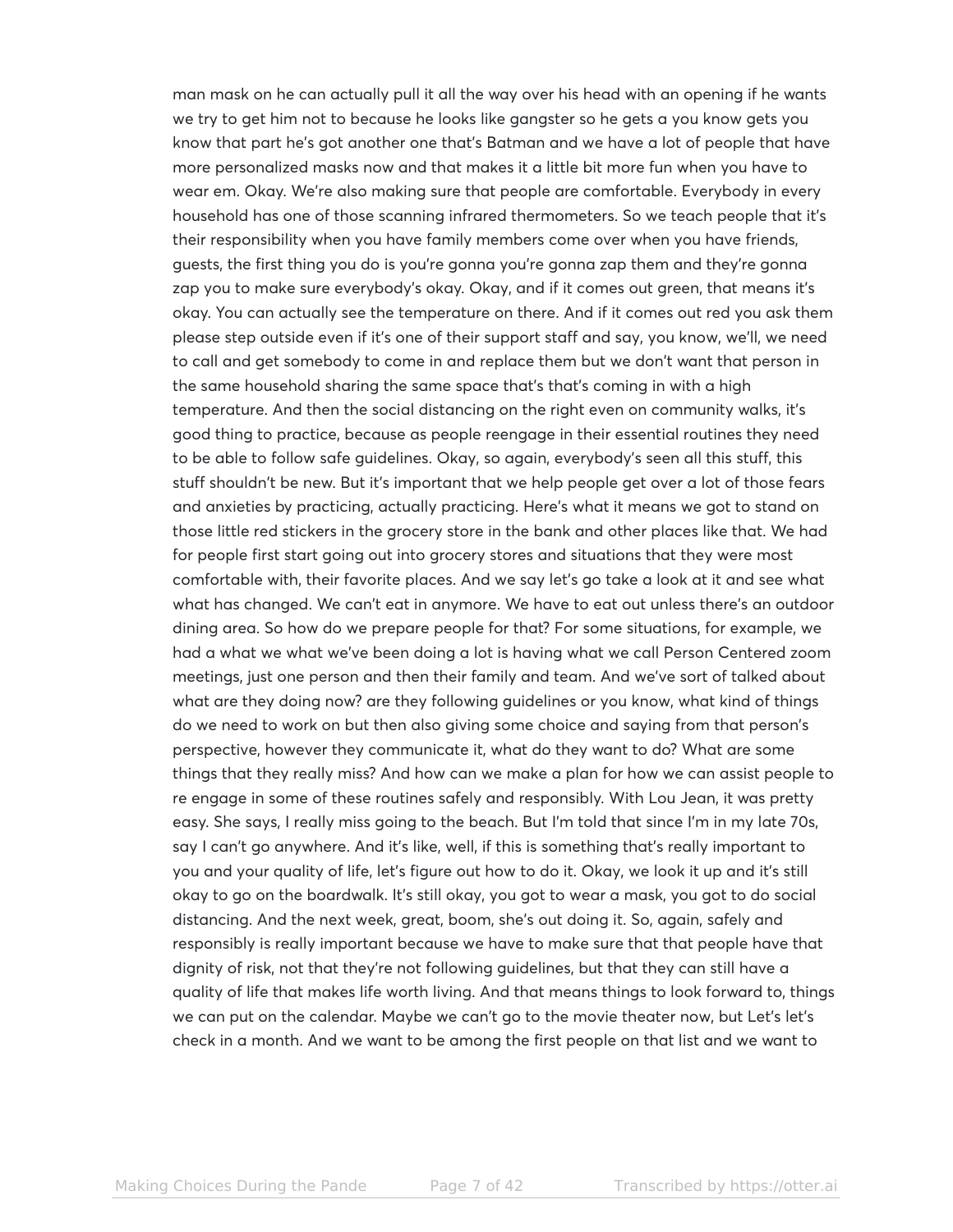man mask on he can actually pull it all the way over his head with an opening if he wants we try to get him not to because he looks like gangster so he gets a you know gets you know that part he's got another one that's Batman and we have a lot of people that have more personalized masks now and that makes it a little bit more fun when you have to wear em. Okay. We're also making sure that people are comfortable. Everybody in every household has one of those scanning infrared thermometers. So we teach people that it's their responsibility when you have family members come over when you have friends, guests, the first thing you do is you're gonna you're gonna zap them and they're gonna zap you to make sure everybody's okay. Okay, and if it comes out green, that means it's okay. You can actually see the temperature on there. And if it comes out red you ask them please step outside even if it's one of their support staff and say, you know, we'll, we need to call and get somebody to come in and replace them but we don't want that person in the same household sharing the same space that's that's coming in with a high temperature. And then the social distancing on the right even on community walks, it's good thing to practice, because as people reengage in their essential routines they need to be able to follow safe guidelines. Okay, so again, everybody's seen all this stuff, this stuff shouldn't be new. But it's important that we help people get over a lot of those fears and anxieties by practicing, actually practicing. Here's what it means we got to stand on those little red stickers in the grocery store in the bank and other places like that. We had for people first start going out into grocery stores and situations that they were most comfortable with, their favorite places. And we say let's go take a look at it and see what what has changed. We can't eat in anymore. We have to eat out unless there's an outdoor dining area. So how do we prepare people for that? For some situations, for example, we had a what we what we've been doing a lot is having what we call Person Centered zoom meetings, just one person and then their family and team. And we've sort of talked about what are they doing now? are they following guidelines or you know, what kind of things do we need to work on but then also giving some choice and saying from that person's perspective, however they communicate it, what do they want to do? What are some things that they really miss? And how can we make a plan for how we can assist people to re engage in some of these routines safely and responsibly. With Lou Jean, it was pretty easy. She says, I really miss going to the beach. But I'm told that since I'm in my late 70s, say I can't go anywhere. And it's like, well, if this is something that's really important to you and your quality of life, let's figure out how to do it. Okay, we look it up and it's still okay to go on the boardwalk. It's still okay, you got to wear a mask, you got to do social distancing. And the next week, great, boom, she's out doing it. So, again, safely and responsibly is really important because we have to make sure that that people have that dignity of risk, not that they're not following guidelines, but that they can still have a quality of life that makes life worth living. And that means things to look forward to, things we can put on the calendar. Maybe we can't go to the movie theater now, but Let's let's check in a month. And we want to be among the first people on that list and we want to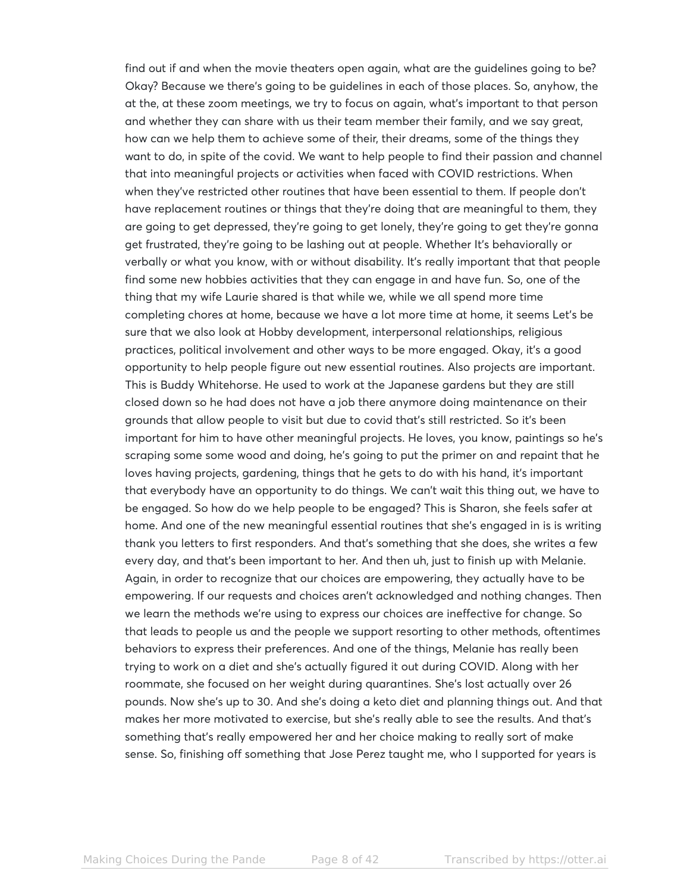find out if and when the movie theaters open again, what are the guidelines going to be? Okay? Because we there's going to be guidelines in each of those places. So, anyhow, the at the, at these zoom meetings, we try to focus on again, what's important to that person and whether they can share with us their team member their family, and we say great, how can we help them to achieve some of their, their dreams, some of the things they want to do, in spite of the covid. We want to help people to find their passion and channel that into meaningful projects or activities when faced with COVID restrictions. When when they've restricted other routines that have been essential to them. If people don't have replacement routines or things that they're doing that are meaningful to them, they are going to get depressed, they're going to get lonely, they're going to get they're gonna get frustrated, they're going to be lashing out at people. Whether It's behaviorally or verbally or what you know, with or without disability. It's really important that that people find some new hobbies activities that they can engage in and have fun. So, one of the thing that my wife Laurie shared is that while we, while we all spend more time completing chores at home, because we have a lot more time at home, it seems Let's be sure that we also look at Hobby development, interpersonal relationships, religious practices, political involvement and other ways to be more engaged. Okay, it's a good opportunity to help people figure out new essential routines. Also projects are important. This is Buddy Whitehorse. He used to work at the Japanese gardens but they are still closed down so he had does not have a job there anymore doing maintenance on their grounds that allow people to visit but due to covid that's still restricted. So it's been important for him to have other meaningful projects. He loves, you know, paintings so he's scraping some some wood and doing, he's going to put the primer on and repaint that he loves having projects, gardening, things that he gets to do with his hand, it's important that everybody have an opportunity to do things. We can't wait this thing out, we have to be engaged. So how do we help people to be engaged? This is Sharon, she feels safer at home. And one of the new meaningful essential routines that she's engaged in is is writing thank you letters to first responders. And that's something that she does, she writes a few every day, and that's been important to her. And then uh, just to finish up with Melanie. Again, in order to recognize that our choices are empowering, they actually have to be empowering. If our requests and choices aren't acknowledged and nothing changes. Then we learn the methods we're using to express our choices are ineffective for change. So that leads to people us and the people we support resorting to other methods, oftentimes behaviors to express their preferences. And one of the things, Melanie has really been trying to work on a diet and she's actually figured it out during COVID. Along with her roommate, she focused on her weight during quarantines. She's lost actually over 26 pounds. Now she's up to 30. And she's doing a keto diet and planning things out. And that makes her more motivated to exercise, but she's really able to see the results. And that's something that's really empowered her and her choice making to really sort of make sense. So, finishing off something that Jose Perez taught me, who I supported for years is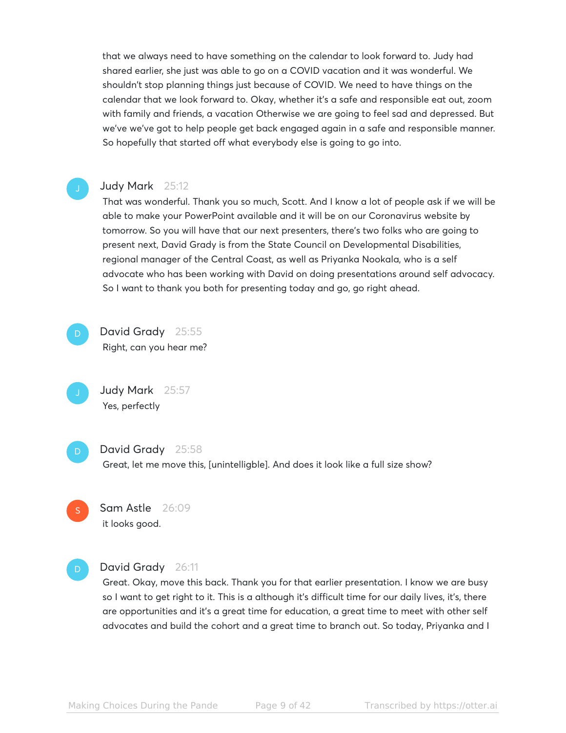that we always need to have something on the calendar to look forward to. Judy had shared earlier, she just was able to go on a COVID vacation and it was wonderful. We shouldn't stop planning things just because of COVID. We need to have things on the calendar that we look forward to. Okay, whether it's a safe and responsible eat out, zoom with family and friends, a vacation Otherwise we are going to feel sad and depressed. But we've we've got to help people get back engaged again in a safe and responsible manner. So hopefully that started off what everybody else is going to go into.

**Judy Mark** 25:12
That was wonderful. Thank you so much, Scott. And I know a lot of people ask if we will be able to make your PowerPoint available and it will be on our Coronavirus website by tomorrow. So you will have that our next presenters, there's two folks who are going to present next, David Grady is from the State Council on Developmental Disabilities, regional manager of the Central Coast, as well as Priyanka Nookala, who is a self advocate who has been working with David on doing presentations around self advocacy. So I want to thank you both for presenting today and go, go right ahead.

**David Grady** 25:55
Right, can you hear me?

**Judy Mark** 25:57
Yes, perfectly

**David Grady** 25:58
Great, let me move this, [unintelligible]. And does it look like a full size show?

**Sam Astle** 26:09
it looks good.

**David Grady** 26:11
Great. Okay, move this back. Thank you for that earlier presentation. I know we are busy so I want to get right to it. This is a although it's difficult time for our daily lives, it's, there are opportunities and it's a great time for education, a great time to meet with other self advocates and build the cohort and a great time to branch out. So today, Priyanka and I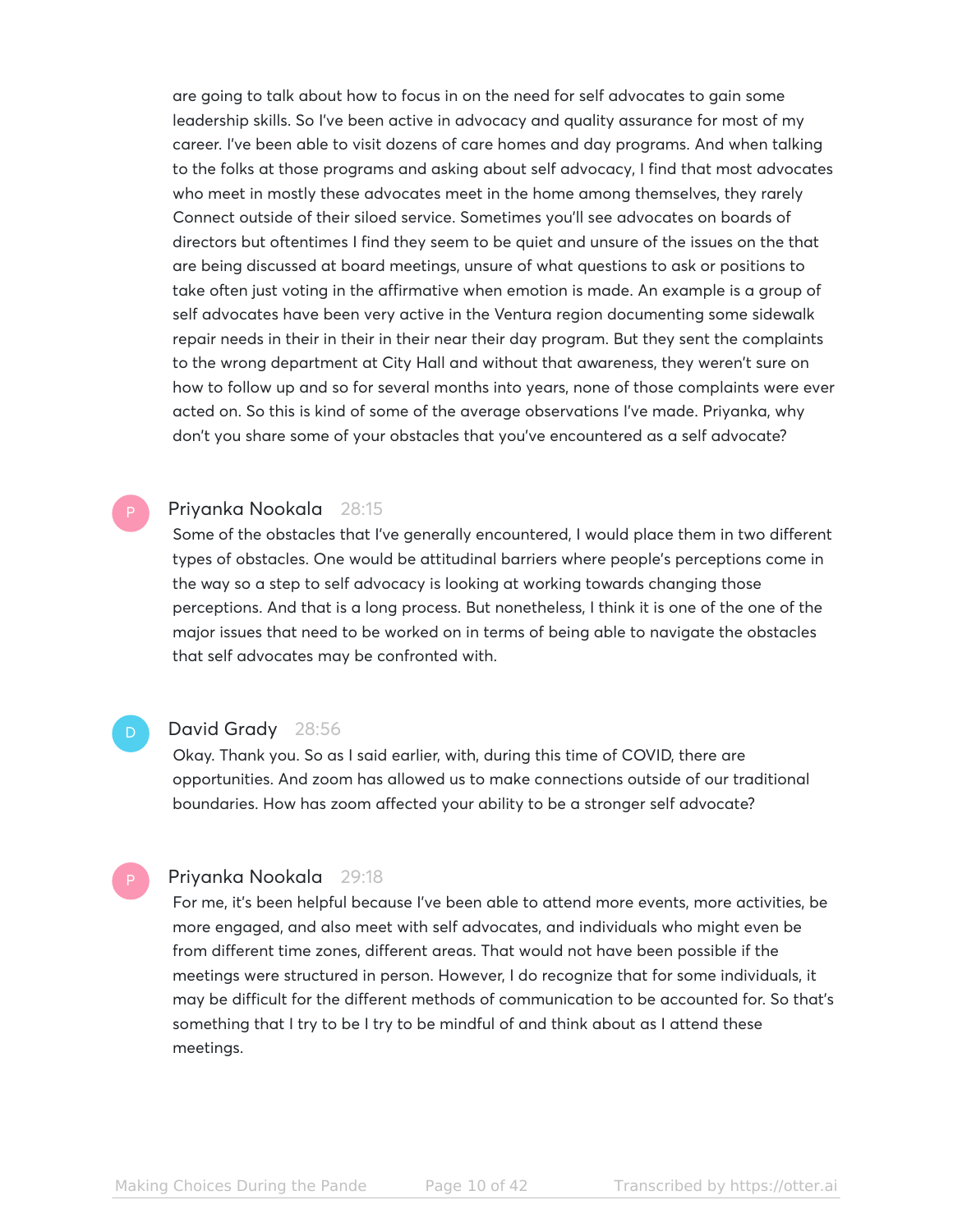are going to talk about how to focus in on the need for self advocates to gain some leadership skills. So I've been active in advocacy and quality assurance for most of my career. I've been able to visit dozens of care homes and day programs. And when talking to the folks at those programs and asking about self advocacy, I find that most advocates who meet in mostly these advocates meet in the home among themselves, they rarely Connect outside of their siloed service. Sometimes you'll see advocates on boards of directors but oftentimes I find they seem to be quiet and unsure of the issues on the that are being discussed at board meetings, unsure of what questions to ask or positions to take often just voting in the affirmative when emotion is made. An example is a group of self advocates have been very active in the Ventura region documenting some sidewalk repair needs in their in their in their near their day program. But they sent the complaints to the wrong department at City Hall and without that awareness, they weren't sure on how to follow up and so for several months into years, none of those complaints were ever acted on. So this is kind of some of the average observations I've made. Priyanka, why don't you share some of your obstacles that you've encountered as a self advocate?

**Priyanka Nookala** 28:15

Some of the obstacles that I've generally encountered, I would place them in two different types of obstacles. One would be attitudinal barriers where people's perceptions come in the way so a step to self advocacy is looking at working towards changing those perceptions. And that is a long process. But nonetheless, I think it is one of the one of the major issues that need to be worked on in terms of being able to navigate the obstacles that self advocates may be confronted with.

**David Grady** 28:56

Okay. Thank you. So as I said earlier, with, during this time of COVID, there are opportunities. And zoom has allowed us to make connections outside of our traditional boundaries. How has zoom affected your ability to be a stronger self advocate?

**Priyanka Nookala** 29:18

For me, it's been helpful because I've been able to attend more events, more activities, be more engaged, and also meet with self advocates, and individuals who might even be from different time zones, different areas. That would not have been possible if the meetings were structured in person. However, I do recognize that for some individuals, it may be difficult for the different methods of communication to be accounted for. So that's something that I try to be I try to be mindful of and think about as I attend these meetings.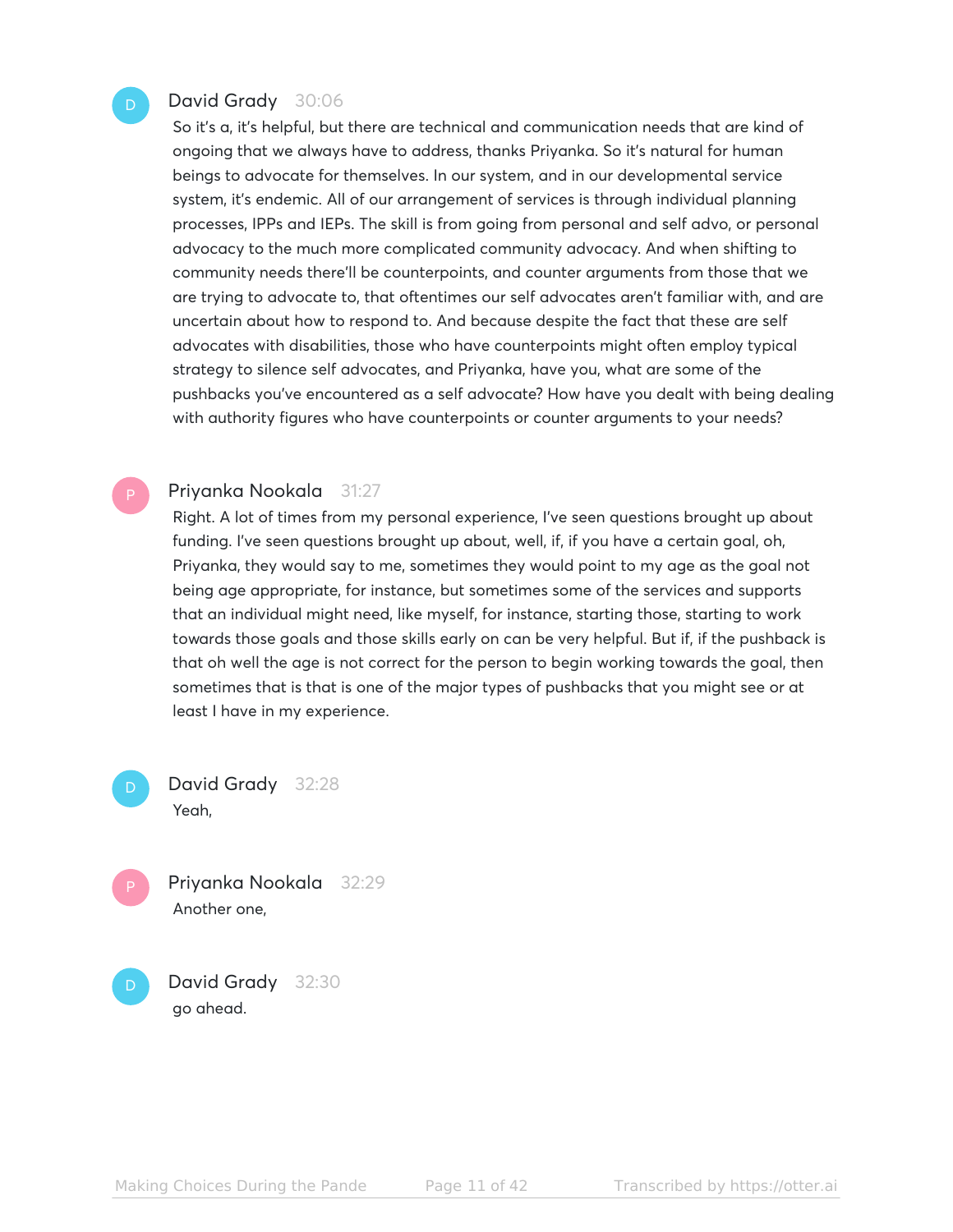David Grady 30:06

So it's a, it's helpful, but there are technical and communication needs that are kind of ongoing that we always have to address, thanks Priyanka. So it's natural for human beings to advocate for themselves. In our system, and in our developmental service system, it's endemic. All of our arrangement of services is through individual planning processes, IPPs and IEPs. The skill is from going from personal and self advo, or personal advocacy to the much more complicated community advocacy. And when shifting to community needs there'll be counterpoints, and counter arguments from those that we are trying to advocate to, that oftentimes our self advocates aren't familiar with, and are uncertain about how to respond to. And because despite the fact that these are self advocates with disabilities, those who have counterpoints might often employ typical strategy to silence self advocates, and Priyanka, have you, what are some of the pushbacks you've encountered as a self advocate? How have you dealt with being dealing with authority figures who have counterpoints or counter arguments to your needs?

Priyanka Nookala 31:27

Right. A lot of times from my personal experience, I've seen questions brought up about funding. I've seen questions brought up about, well, if, if you have a certain goal, oh, Priyanka, they would say to me, sometimes they would point to my age as the goal not being age appropriate, for instance, but sometimes some of the services and supports that an individual might need, like myself, for instance, starting those, starting to work towards those goals and those skills early on can be very helpful. But if, if the pushback is that oh well the age is not correct for the person to begin working towards the goal, then sometimes that is that is one of the major types of pushbacks that you might see or at least I have in my experience.

David Grady 32:28

Yeah,

Priyanka Nookala 32:29

Another one,

David Grady 32:30

go ahead.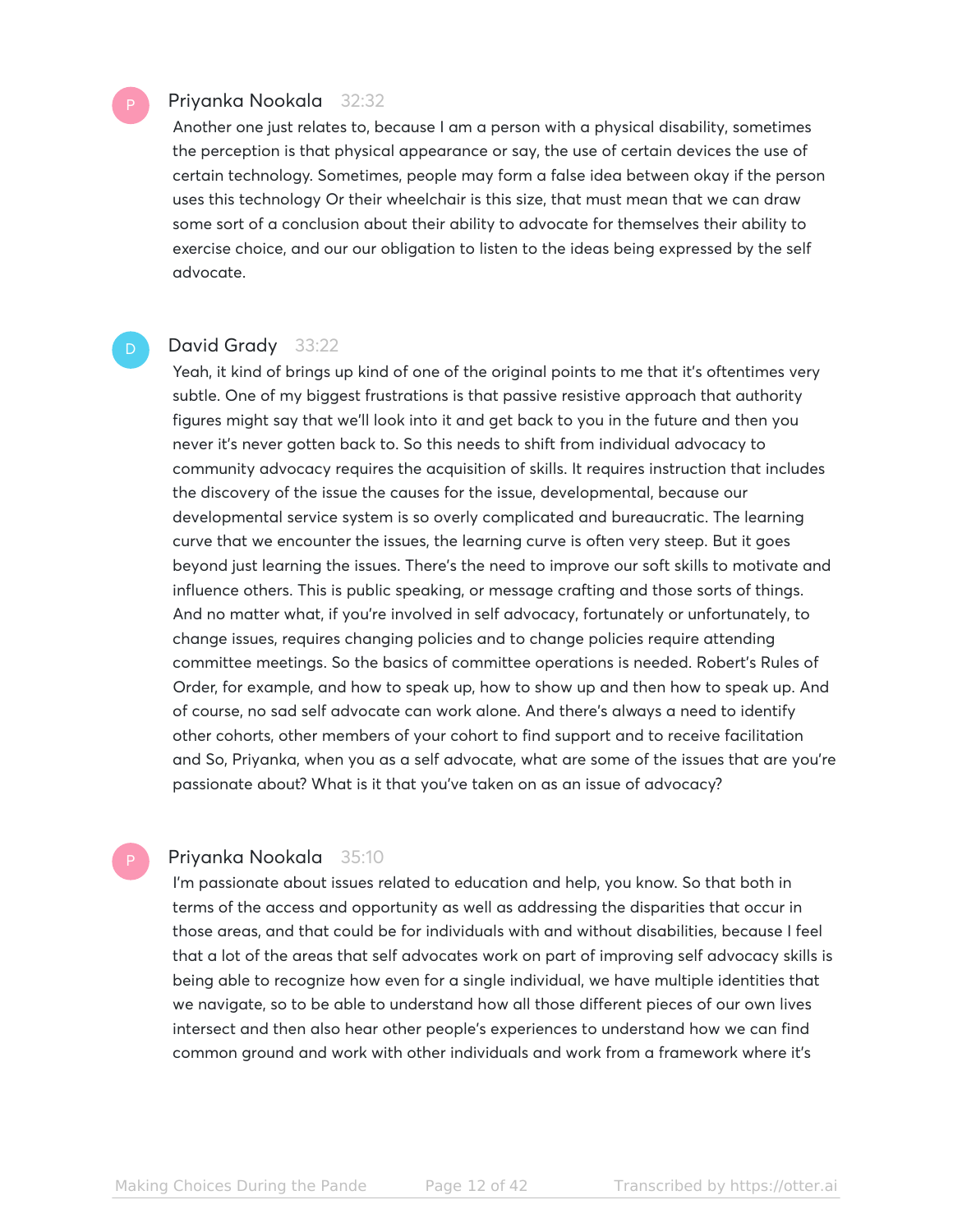**Priyanka Nookala** 32:32

Another one just relates to, because I am a person with a physical disability, sometimes the perception is that physical appearance or say, the use of certain devices the use of certain technology. Sometimes, people may form a false idea between okay if the person uses this technology Or their wheelchair is this size, that must mean that we can draw some sort of a conclusion about their ability to advocate for themselves their ability to exercise choice, and our our obligation to listen to the ideas being expressed by the self advocate.

**David Grady** 33:22

Yeah, it kind of brings up kind of one of the original points to me that it's oftentimes very subtle. One of my biggest frustrations is that passive resistive approach that authority figures might say that we'll look into it and get back to you in the future and then you never it's never gotten back to. So this needs to shift from individual advocacy to community advocacy requires the acquisition of skills. It requires instruction that includes the discovery of the issue the causes for the issue, developmental, because our developmental service system is so overly complicated and bureaucratic. The learning curve that we encounter the issues, the learning curve is often very steep. But it goes beyond just learning the issues. There's the need to improve our soft skills to motivate and influence others. This is public speaking, or message crafting and those sorts of things. And no matter what, if you're involved in self advocacy, fortunately or unfortunately, to change issues, requires changing policies and to change policies require attending committee meetings. So the basics of committee operations is needed. Robert's Rules of Order, for example, and how to speak up, how to show up and then how to speak up. And of course, no sad self advocate can work alone. And there's always a need to identify other cohorts, other members of your cohort to find support and to receive facilitation and So, Priyanka, when you as a self advocate, what are some of the issues that are you're passionate about? What is it that you've taken on as an issue of advocacy?

**Priyanka Nookala** 35:10

I'm passionate about issues related to education and help, you know. So that both in terms of the access and opportunity as well as addressing the disparities that occur in those areas, and that could be for individuals with and without disabilities, because I feel that a lot of the areas that self advocates work on part of improving self advocacy skills is being able to recognize how even for a single individual, we have multiple identities that we navigate, so to be able to understand how all those different pieces of our own lives intersect and then also hear other people's experiences to understand how we can find common ground and work with other individuals and work from a framework where it's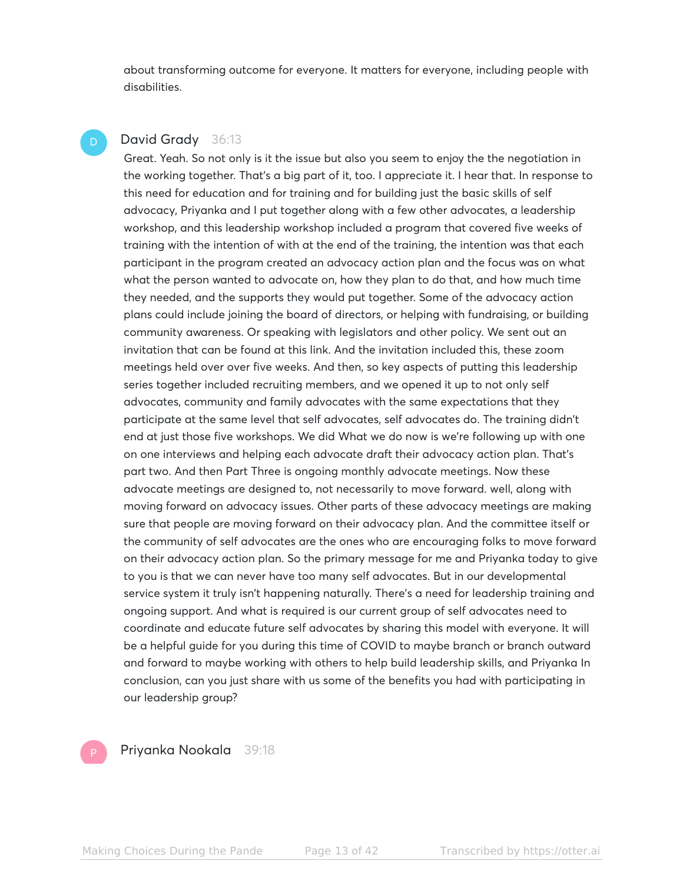about transforming outcome for everyone. It matters for everyone, including people with disabilities.

**David Grady** 36:13

Great. Yeah. So not only is it the issue but also you seem to enjoy the the negotiation in the working together. That's a big part of it, too. I appreciate it. I hear that. In response to this need for education and for training and for building just the basic skills of self advocacy, Priyanka and I put together along with a few other advocates, a leadership workshop, and this leadership workshop included a program that covered five weeks of training with the intention of with at the end of the training, the intention was that each participant in the program created an advocacy action plan and the focus was on what what the person wanted to advocate on, how they plan to do that, and how much time they needed, and the supports they would put together. Some of the advocacy action plans could include joining the board of directors, or helping with fundraising, or building community awareness. Or speaking with legislators and other policy. We sent out an invitation that can be found at this link. And the invitation included this, these zoom meetings held over over five weeks. And then, so key aspects of putting this leadership series together included recruiting members, and we opened it up to not only self advocates, community and family advocates with the same expectations that they participate at the same level that self advocates, self advocates do. The training didn't end at just those five workshops. We did What we do now is we're following up with one on one interviews and helping each advocate draft their advocacy action plan. That's part two. And then Part Three is ongoing monthly advocate meetings. Now these advocate meetings are designed to, not necessarily to move forward. well, along with moving forward on advocacy issues. Other parts of these advocacy meetings are making sure that people are moving forward on their advocacy plan. And the committee itself or the community of self advocates are the ones who are encouraging folks to move forward on their advocacy action plan. So the primary message for me and Priyanka today to give to you is that we can never have too many self advocates. But in our developmental service system it truly isn't happening naturally. There's a need for leadership training and ongoing support. And what is required is our current group of self advocates need to coordinate and educate future self advocates by sharing this model with everyone. It will be a helpful guide for you during this time of COVID to maybe branch or branch outward and forward to maybe working with others to help build leadership skills, and Priyanka In conclusion, can you just share with us some of the benefits you had with participating in our leadership group?

**Priyanka Nookala** 39:18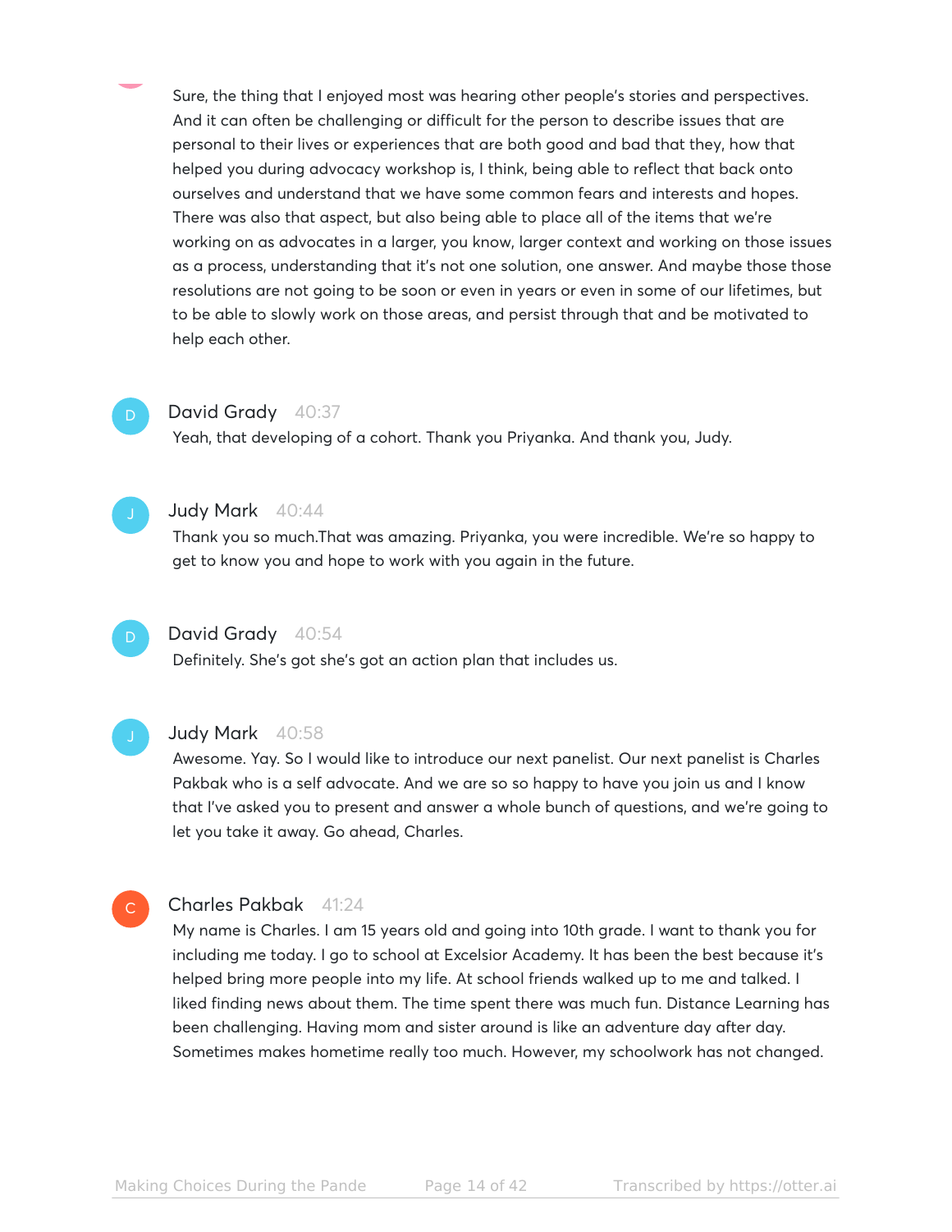Sure, the thing that I enjoyed most was hearing other people's stories and perspectives. And it can often be challenging or difficult for the person to describe issues that are personal to their lives or experiences that are both good and bad that they, how that helped you during advocacy workshop is, I think, being able to reflect that back onto ourselves and understand that we have some common fears and interests and hopes. There was also that aspect, but also being able to place all of the items that we're working on as advocates in a larger, you know, larger context and working on those issues as a process, understanding that it's not one solution, one answer. And maybe those those resolutions are not going to be soon or even in years or even in some of our lifetimes, but to be able to slowly work on those areas, and persist through that and be motivated to help each other.

**David Grady** 40:37

Yeah, that developing of a cohort. Thank you Priyanka. And thank you, Judy.

**Judy Mark** 40:44

Thank you so much.That was amazing. Priyanka, you were incredible. We're so happy to get to know you and hope to work with you again in the future.

**David Grady** 40:54

Definitely. She's got she's got an action plan that includes us.

**Judy Mark** 40:58

Awesome. Yay. So I would like to introduce our next panelist. Our next panelist is Charles Pakbak who is a self advocate. And we are so so happy to have you join us and I know that I've asked you to present and answer a whole bunch of questions, and we're going to let you take it away. Go ahead, Charles.

**Charles Pakbak** 41:24

My name is Charles. I am 15 years old and going into 10th grade. I want to thank you for including me today. I go to school at Excelsior Academy. It has been the best because it's helped bring more people into my life. At school friends walked up to me and talked. I liked finding news about them. The time spent there was much fun. Distance Learning has been challenging. Having mom and sister around is like an adventure day after day. Sometimes makes hometime really too much. However, my schoolwork has not changed.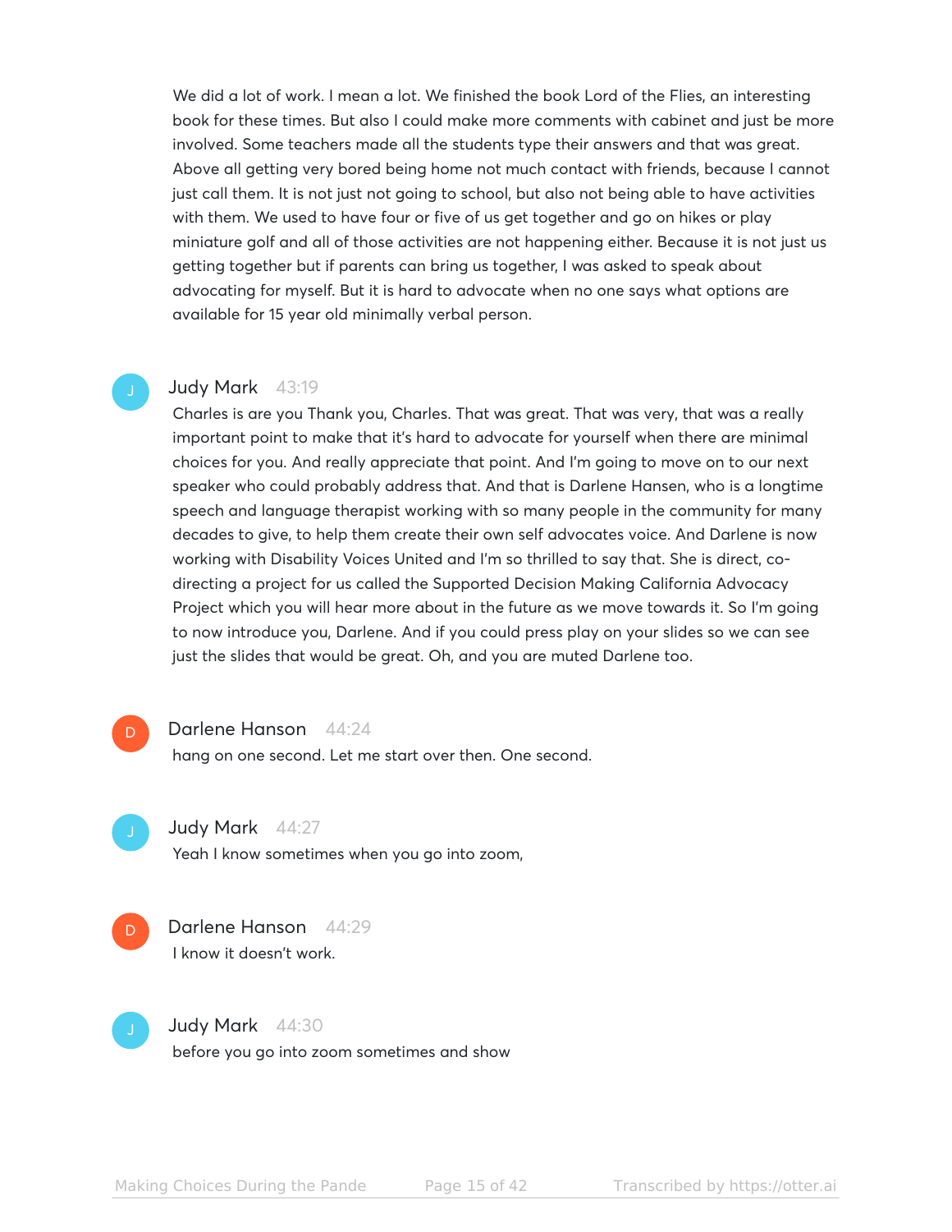We did a lot of work. I mean a lot. We finished the book Lord of the Flies, an interesting book for these times. But also I could make more comments with cabinet and just be more involved. Some teachers made all the students type their answers and that was great. Above all getting very bored being home not much contact with friends, because I cannot just call them. It is not just not going to school, but also not being able to have activities with them. We used to have four or five of us get together and go on hikes or play miniature golf and all of those activities are not happening either. Because it is not just us getting together but if parents can bring us together, I was asked to speak about advocating for myself. But it is hard to advocate when no one says what options are available for 15 year old minimally verbal person.

**Judy Mark** 43:19

Charles is are you Thank you, Charles. That was great. That was very, that was a really important point to make that it's hard to advocate for yourself when there are minimal choices for you. And really appreciate that point. And I'm going to move on to our next speaker who could probably address that. And that is Darlene Hansen, who is a longtime speech and language therapist working with so many people in the community for many decades to give, to help them create their own self advocates voice. And Darlene is now working with Disability Voices United and I'm so thrilled to say that. She is direct, co-directing a project for us called the Supported Decision Making California Advocacy Project which you will hear more about in the future as we move towards it. So I'm going to now introduce you, Darlene. And if you could press play on your slides so we can see just the slides that would be great. Oh, and you are muted Darlene too.

**Darlene Hanson** 44:24

hang on one second. Let me start over then. One second.

**Judy Mark** 44:27

Yeah I know sometimes when you go into zoom,

**Darlene Hanson** 44:29

I know it doesn't work.

**Judy Mark** 44:30

before you go into zoom sometimes and show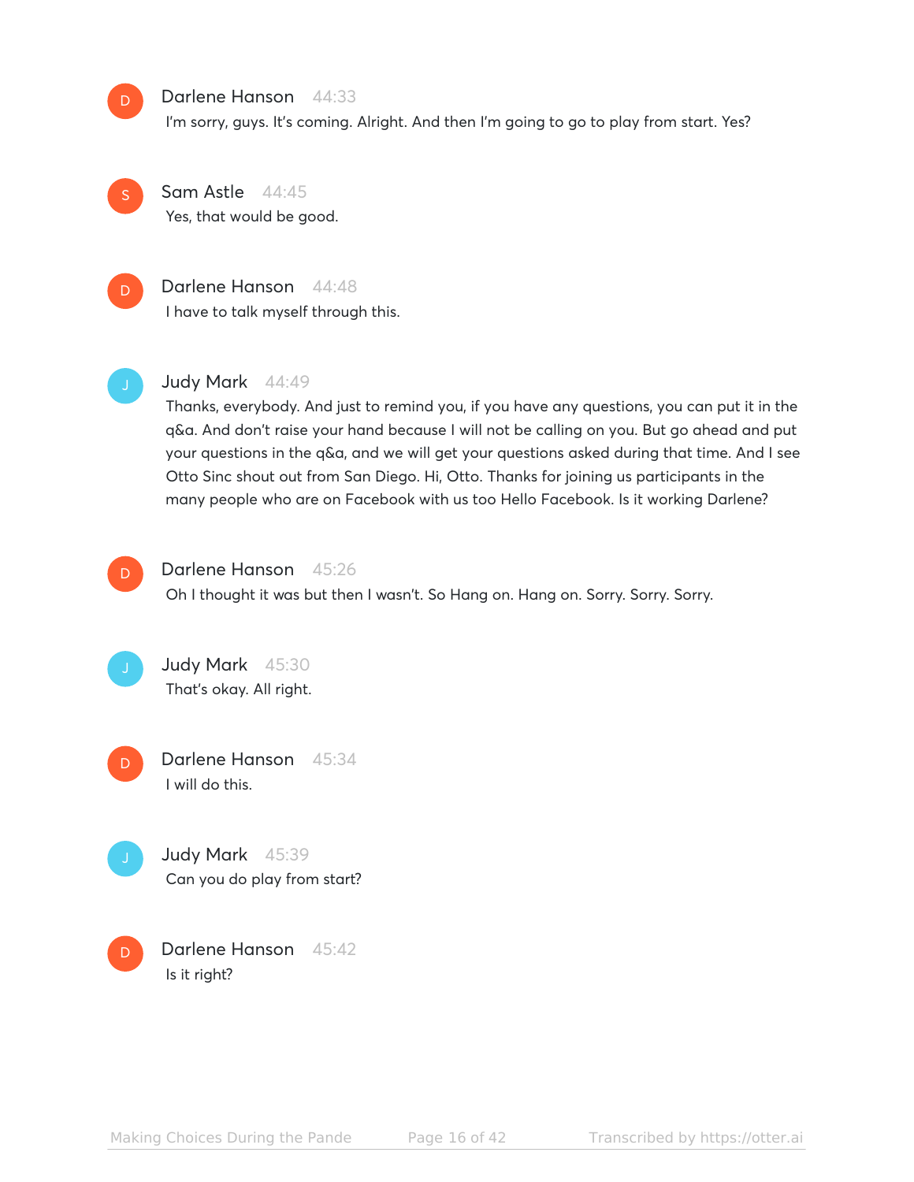**Darlene Hanson** 44:33
I'm sorry, guys. It's coming. Alright. And then I'm going to go to play from start. Yes?

**Sam Astle** 44:45
Yes, that would be good.

**Darlene Hanson** 44:48
I have to talk myself through this.

**Judy Mark** 44:49
Thanks, everybody. And just to remind you, if you have any questions, you can put it in the q&a. And don't raise your hand because I will not be calling on you. But go ahead and put your questions in the q&a, and we will get your questions asked during that time. And I see Otto Sinc shout out from San Diego. Hi, Otto. Thanks for joining us participants in the many people who are on Facebook with us too Hello Facebook. Is it working Darlene?

**Darlene Hanson** 45:26
Oh I thought it was but then I wasn't. So Hang on. Hang on. Sorry. Sorry. Sorry.

**Judy Mark** 45:30
That's okay. All right.

**Darlene Hanson** 45:34
I will do this.

**Judy Mark** 45:39
Can you do play from start?

**Darlene Hanson** 45:42
Is it right?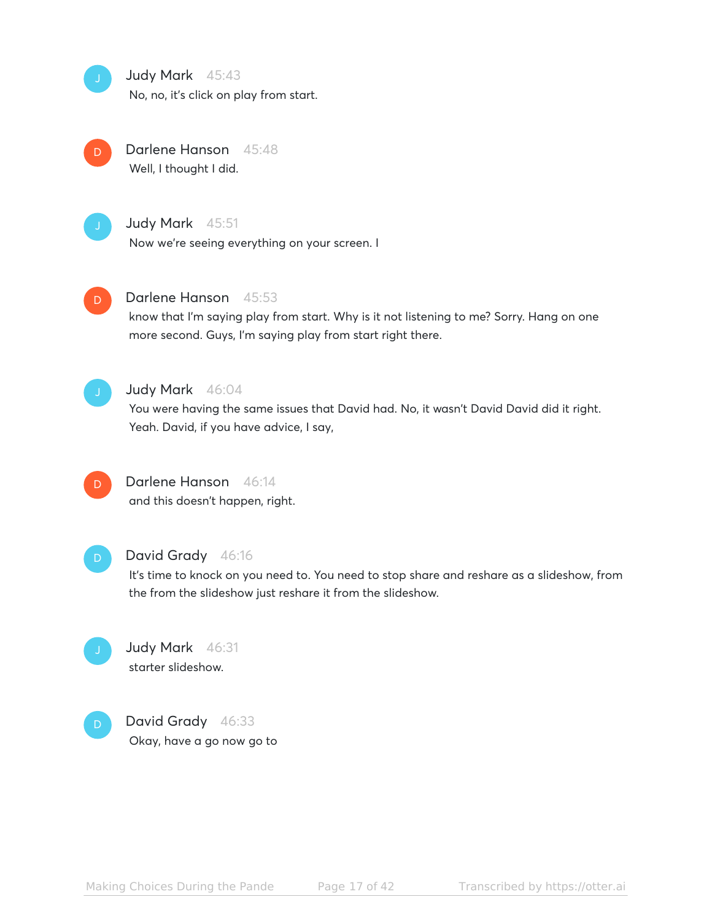**Judy Mark** 45:43
No, no, it's click on play from start.

**Darlene Hanson** 45:48
Well, I thought I did.

**Judy Mark** 45:51
Now we're seeing everything on your screen. I

**Darlene Hanson** 45:53
know that I'm saying play from start. Why is it not listening to me? Sorry. Hang on one more second. Guys, I'm saying play from start right there.

**Judy Mark** 46:04
You were having the same issues that David had. No, it wasn't David David did it right. Yeah. David, if you have advice, I say,

**Darlene Hanson** 46:14
and this doesn't happen, right.

**David Grady** 46:16
It's time to knock on you need to. You need to stop share and reshare as a slideshow, from the from the slideshow just reshare it from the slideshow.

**Judy Mark** 46:31
starter slideshow.

**David Grady** 46:33
Okay, have a go now go to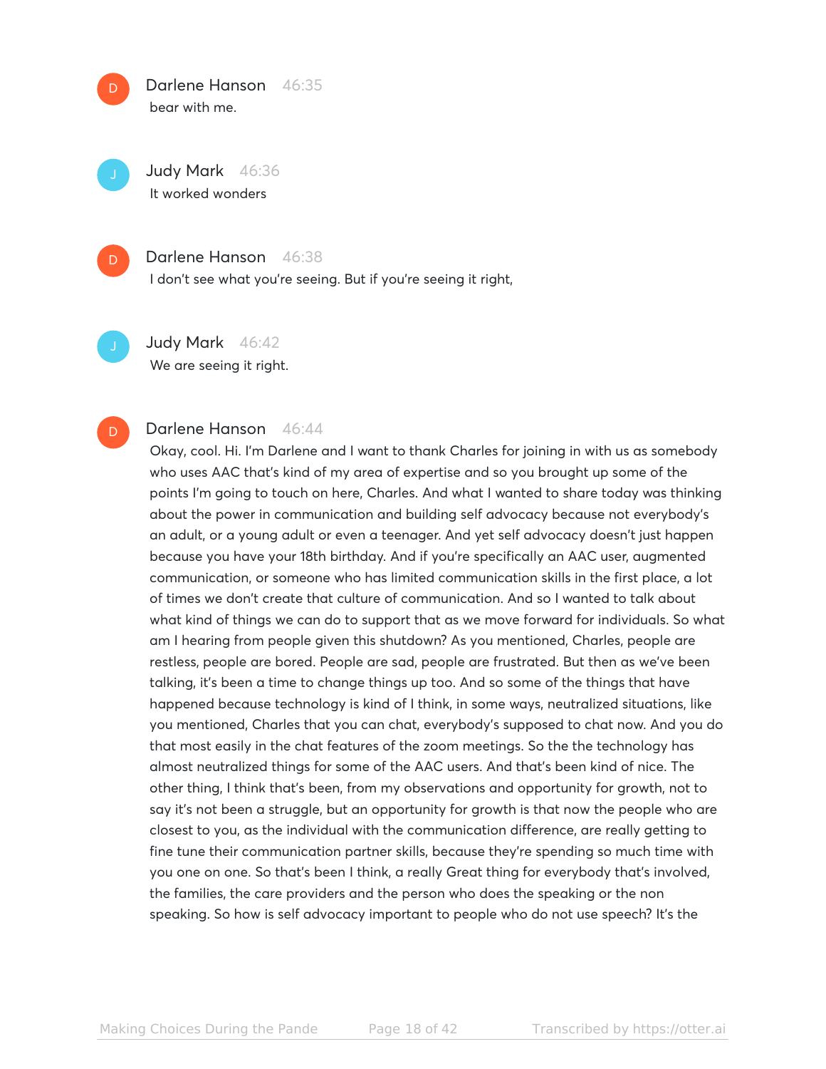Darlene Hanson 46:35
bear with me.

Judy Mark 46:36
It worked wonders

Darlene Hanson 46:38
I don't see what you're seeing. But if you're seeing it right,

Judy Mark 46:42
We are seeing it right.

Darlene Hanson 46:44
Okay, cool. Hi. I'm Darlene and I want to thank Charles for joining in with us as somebody who uses AAC that's kind of my area of expertise and so you brought up some of the points I'm going to touch on here, Charles. And what I wanted to share today was thinking about the power in communication and building self advocacy because not everybody's an adult, or a young adult or even a teenager. And yet self advocacy doesn't just happen because you have your 18th birthday. And if you're specifically an AAC user, augmented communication, or someone who has limited communication skills in the first place, a lot of times we don't create that culture of communication. And so I wanted to talk about what kind of things we can do to support that as we move forward for individuals. So what am I hearing from people given this shutdown? As you mentioned, Charles, people are restless, people are bored. People are sad, people are frustrated. But then as we've been talking, it's been a time to change things up too. And so some of the things that have happened because technology is kind of I think, in some ways, neutralized situations, like you mentioned, Charles that you can chat, everybody's supposed to chat now. And you do that most easily in the chat features of the zoom meetings. So the the technology has almost neutralized things for some of the AAC users. And that's been kind of nice. The other thing, I think that's been, from my observations and opportunity for growth, not to say it's not been a struggle, but an opportunity for growth is that now the people who are closest to you, as the individual with the communication difference, are really getting to fine tune their communication partner skills, because they're spending so much time with you one on one. So that's been I think, a really Great thing for everybody that's involved, the families, the care providers and the person who does the speaking or the non speaking. So how is self advocacy important to people who do not use speech? It's the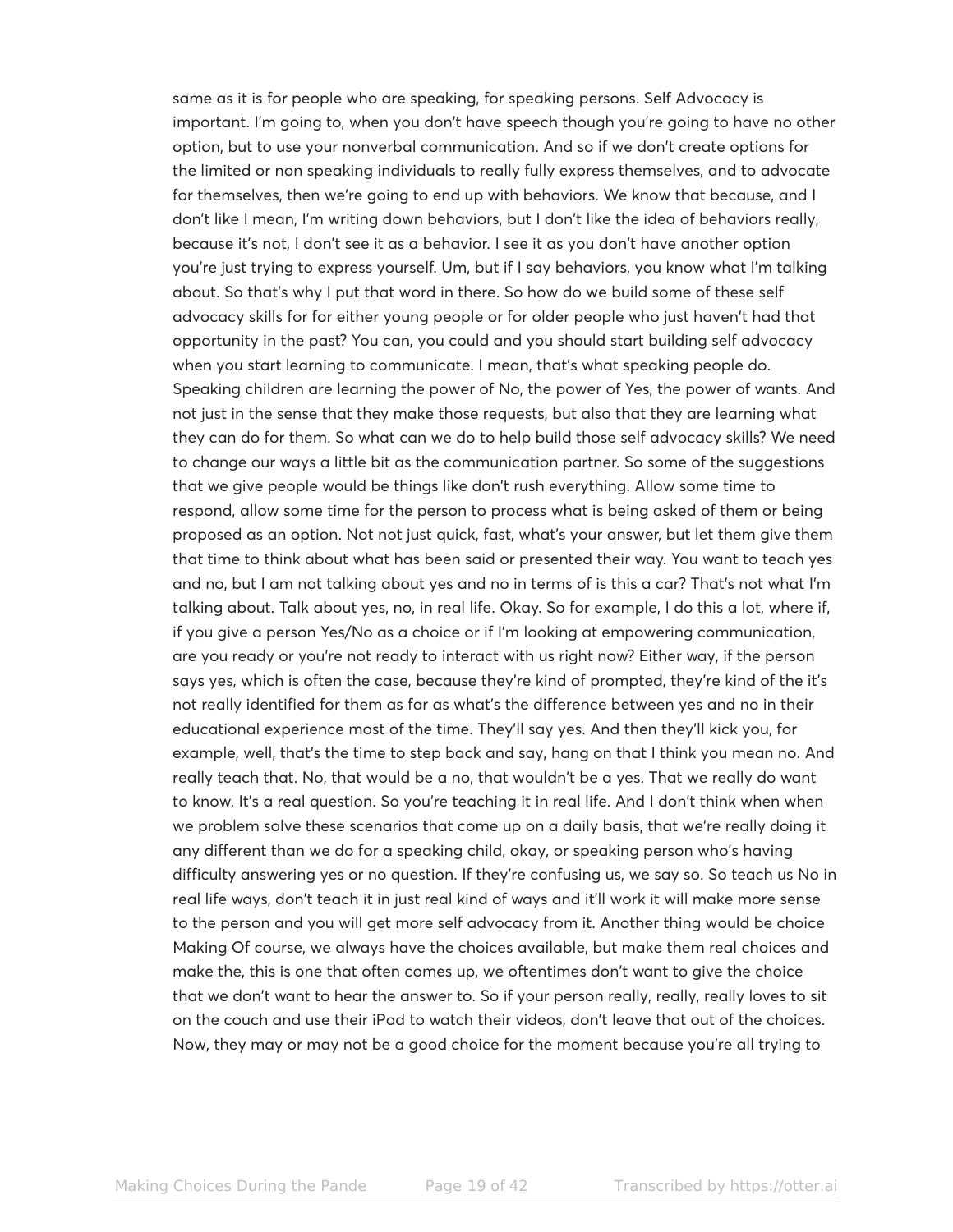same as it is for people who are speaking, for speaking persons. Self Advocacy is important. I'm going to, when you don't have speech though you're going to have no other option, but to use your nonverbal communication. And so if we don't create options for the limited or non speaking individuals to really fully express themselves, and to advocate for themselves, then we're going to end up with behaviors. We know that because, and I don't like I mean, I'm writing down behaviors, but I don't like the idea of behaviors really, because it's not, I don't see it as a behavior. I see it as you don't have another option you're just trying to express yourself. Um, but if I say behaviors, you know what I'm talking about. So that's why I put that word in there. So how do we build some of these self advocacy skills for for either young people or for older people who just haven't had that opportunity in the past? You can, you could and you should start building self advocacy when you start learning to communicate. I mean, that's what speaking people do. Speaking children are learning the power of No, the power of Yes, the power of wants. And not just in the sense that they make those requests, but also that they are learning what they can do for them. So what can we do to help build those self advocacy skills? We need to change our ways a little bit as the communication partner. So some of the suggestions that we give people would be things like don't rush everything. Allow some time to respond, allow some time for the person to process what is being asked of them or being proposed as an option. Not not just quick, fast, what's your answer, but let them give them that time to think about what has been said or presented their way. You want to teach yes and no, but I am not talking about yes and no in terms of is this a car? That's not what I'm talking about. Talk about yes, no, in real life. Okay. So for example, I do this a lot, where if, if you give a person Yes/No as a choice or if I'm looking at empowering communication, are you ready or you're not ready to interact with us right now? Either way, if the person says yes, which is often the case, because they're kind of prompted, they're kind of the it's not really identified for them as far as what's the difference between yes and no in their educational experience most of the time. They'll say yes. And then they'll kick you, for example, well, that's the time to step back and say, hang on that I think you mean no. And really teach that. No, that would be a no, that wouldn't be a yes. That we really do want to know. It's a real question. So you're teaching it in real life. And I don't think when when we problem solve these scenarios that come up on a daily basis, that we're really doing it any different than we do for a speaking child, okay, or speaking person who's having difficulty answering yes or no question. If they're confusing us, we say so. So teach us No in real life ways, don't teach it in just real kind of ways and it'll work it will make more sense to the person and you will get more self advocacy from it. Another thing would be choice Making Of course, we always have the choices available, but make them real choices and make the, this is one that often comes up, we oftentimes don't want to give the choice that we don't want to hear the answer to. So if your person really, really, really loves to sit on the couch and use their iPad to watch their videos, don't leave that out of the choices. Now, they may or may not be a good choice for the moment because you're all trying to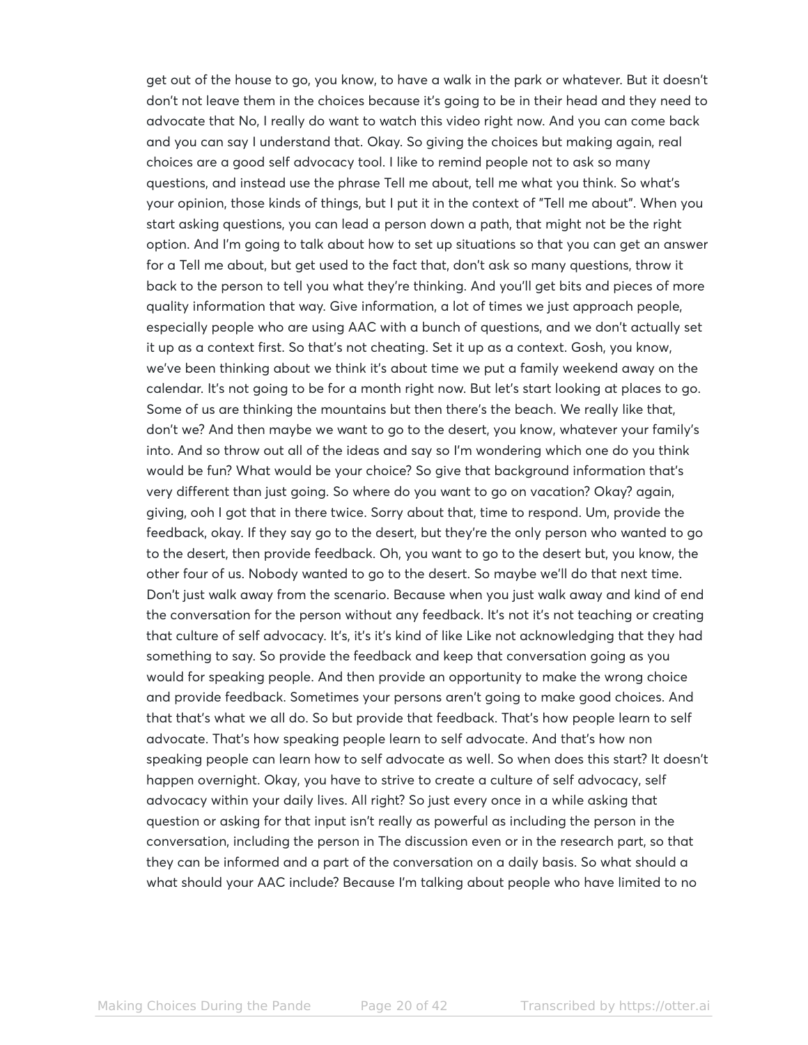get out of the house to go, you know, to have a walk in the park or whatever. But it doesn't don't not leave them in the choices because it's going to be in their head and they need to advocate that No, I really do want to watch this video right now. And you can come back and you can say I understand that. Okay. So giving the choices but making again, real choices are a good self advocacy tool. I like to remind people not to ask so many questions, and instead use the phrase Tell me about, tell me what you think. So what's your opinion, those kinds of things, but I put it in the context of "Tell me about". When you start asking questions, you can lead a person down a path, that might not be the right option. And I'm going to talk about how to set up situations so that you can get an answer for a Tell me about, but get used to the fact that, don't ask so many questions, throw it back to the person to tell you what they're thinking. And you'll get bits and pieces of more quality information that way. Give information, a lot of times we just approach people, especially people who are using AAC with a bunch of questions, and we don't actually set it up as a context first. So that's not cheating. Set it up as a context. Gosh, you know, we've been thinking about we think it's about time we put a family weekend away on the calendar. It's not going to be for a month right now. But let's start looking at places to go. Some of us are thinking the mountains but then there's the beach. We really like that, don't we? And then maybe we want to go to the desert, you know, whatever your family's into. And so throw out all of the ideas and say so I'm wondering which one do you think would be fun? What would be your choice? So give that background information that's very different than just going. So where do you want to go on vacation? Okay? again, giving, ooh I got that in there twice. Sorry about that, time to respond. Um, provide the feedback, okay. If they say go to the desert, but they're the only person who wanted to go to the desert, then provide feedback. Oh, you want to go to the desert but, you know, the other four of us. Nobody wanted to go to the desert. So maybe we'll do that next time. Don't just walk away from the scenario. Because when you just walk away and kind of end the conversation for the person without any feedback. It's not it's not teaching or creating that culture of self advocacy. It's, it's it's kind of like Like not acknowledging that they had something to say. So provide the feedback and keep that conversation going as you would for speaking people. And then provide an opportunity to make the wrong choice and provide feedback. Sometimes your persons aren't going to make good choices. And that that's what we all do. So but provide that feedback. That's how people learn to self advocate. That's how speaking people learn to self advocate. And that's how non speaking people can learn how to self advocate as well. So when does this start? It doesn't happen overnight. Okay, you have to strive to create a culture of self advocacy, self advocacy within your daily lives. All right? So just every once in a while asking that question or asking for that input isn't really as powerful as including the person in the conversation, including the person in The discussion even or in the research part, so that they can be informed and a part of the conversation on a daily basis. So what should a what should your AAC include? Because I'm talking about people who have limited to no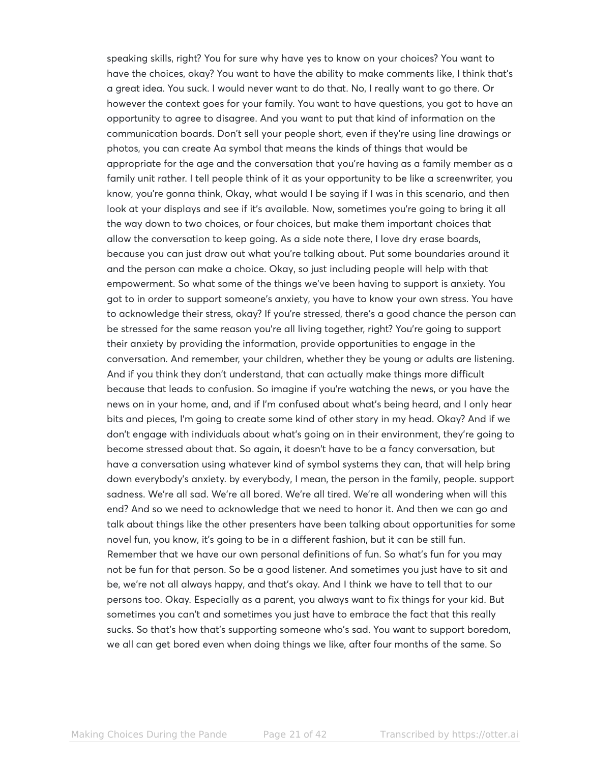speaking skills, right? You for sure why have yes to know on your choices? You want to have the choices, okay? You want to have the ability to make comments like, I think that's a great idea. You suck. I would never want to do that. No, I really want to go there. Or however the context goes for your family. You want to have questions, you got to have an opportunity to agree to disagree. And you want to put that kind of information on the communication boards. Don't sell your people short, even if they're using line drawings or photos, you can create Aa symbol that means the kinds of things that would be appropriate for the age and the conversation that you're having as a family member as a family unit rather. I tell people think of it as your opportunity to be like a screenwriter, you know, you're gonna think, Okay, what would I be saying if I was in this scenario, and then look at your displays and see if it's available. Now, sometimes you're going to bring it all the way down to two choices, or four choices, but make them important choices that allow the conversation to keep going. As a side note there, I love dry erase boards, because you can just draw out what you're talking about. Put some boundaries around it and the person can make a choice. Okay, so just including people will help with that empowerment. So what some of the things we've been having to support is anxiety. You got to in order to support someone's anxiety, you have to know your own stress. You have to acknowledge their stress, okay? If you're stressed, there's a good chance the person can be stressed for the same reason you're all living together, right? You're going to support their anxiety by providing the information, provide opportunities to engage in the conversation. And remember, your children, whether they be young or adults are listening. And if you think they don't understand, that can actually make things more difficult because that leads to confusion. So imagine if you're watching the news, or you have the news on in your home, and, and if I'm confused about what's being heard, and I only hear bits and pieces, I'm going to create some kind of other story in my head. Okay? And if we don't engage with individuals about what's going on in their environment, they're going to become stressed about that. So again, it doesn't have to be a fancy conversation, but have a conversation using whatever kind of symbol systems they can, that will help bring down everybody's anxiety. by everybody, I mean, the person in the family, people. support sadness. We're all sad. We're all bored. We're all tired. We're all wondering when will this end? And so we need to acknowledge that we need to honor it. And then we can go and talk about things like the other presenters have been talking about opportunities for some novel fun, you know, it's going to be in a different fashion, but it can be still fun. Remember that we have our own personal definitions of fun. So what's fun for you may not be fun for that person. So be a good listener. And sometimes you just have to sit and be, we're not all always happy, and that's okay. And I think we have to tell that to our persons too. Okay. Especially as a parent, you always want to fix things for your kid. But sometimes you can't and sometimes you just have to embrace the fact that this really sucks. So that's how that's supporting someone who's sad. You want to support boredom, we all can get bored even when doing things we like, after four months of the same. So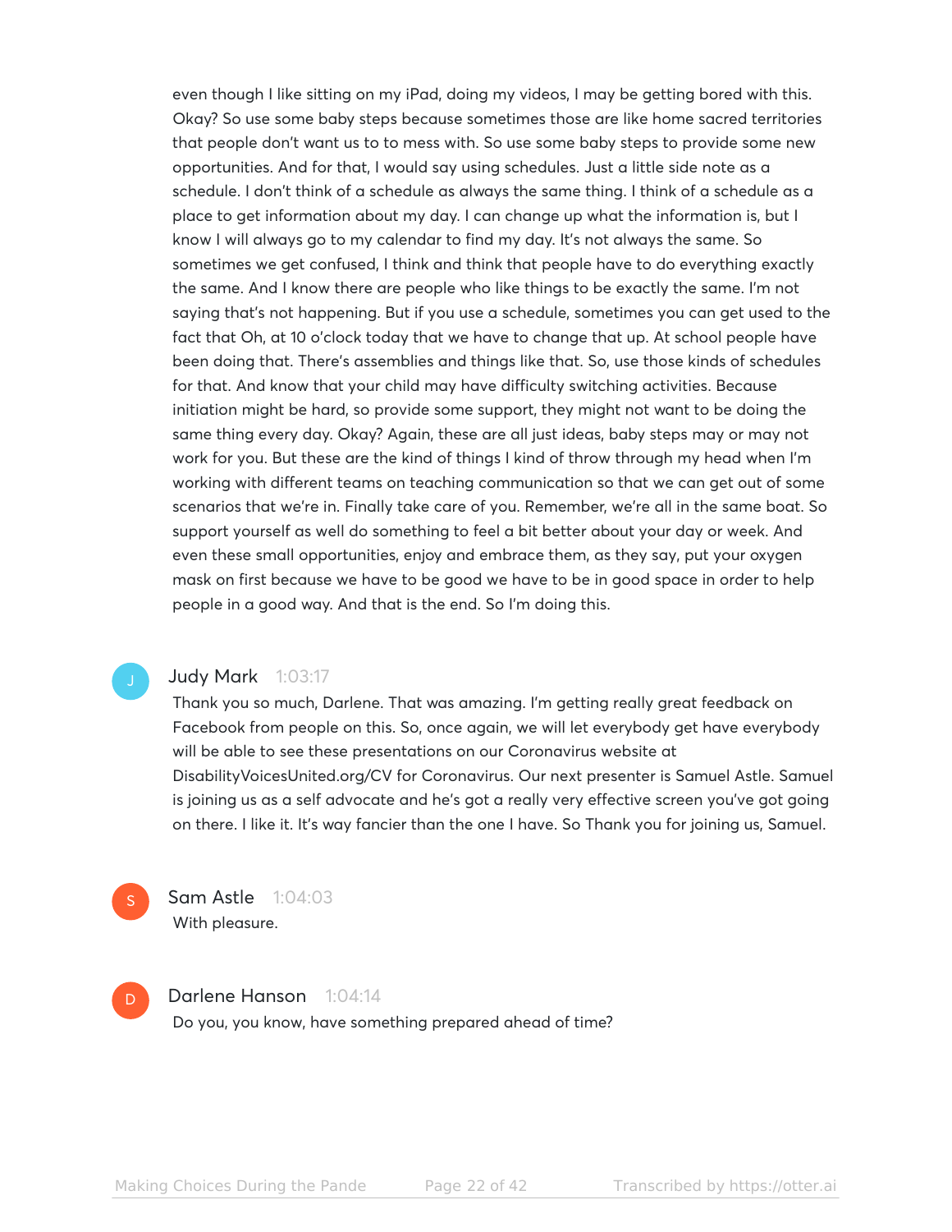even though I like sitting on my iPad, doing my videos, I may be getting bored with this. Okay? So use some baby steps because sometimes those are like home sacred territories that people don't want us to to mess with. So use some baby steps to provide some new opportunities. And for that, I would say using schedules. Just a little side note as a schedule. I don't think of a schedule as always the same thing. I think of a schedule as a place to get information about my day. I can change up what the information is, but I know I will always go to my calendar to find my day. It's not always the same. So sometimes we get confused, I think and think that people have to do everything exactly the same. And I know there are people who like things to be exactly the same. I'm not saying that's not happening. But if you use a schedule, sometimes you can get used to the fact that Oh, at 10 o'clock today that we have to change that up. At school people have been doing that. There's assemblies and things like that. So, use those kinds of schedules for that. And know that your child may have difficulty switching activities. Because initiation might be hard, so provide some support, they might not want to be doing the same thing every day. Okay? Again, these are all just ideas, baby steps may or may not work for you. But these are the kind of things I kind of throw through my head when I'm working with different teams on teaching communication so that we can get out of some scenarios that we're in. Finally take care of you. Remember, we're all in the same boat. So support yourself as well do something to feel a bit better about your day or week. And even these small opportunities, enjoy and embrace them, as they say, put your oxygen mask on first because we have to be good we have to be in good space in order to help people in a good way. And that is the end. So I'm doing this.

**Judy Mark** 1:03:17

Thank you so much, Darlene. That was amazing. I'm getting really great feedback on Facebook from people on this. So, once again, we will let everybody get have everybody will be able to see these presentations on our Coronavirus website at DisabilityVoicesUnited.org/CV for Coronavirus. Our next presenter is Samuel Astle. Samuel is joining us as a self advocate and he's got a really very effective screen you've got going on there. I like it. It's way fancier than the one I have. So Thank you for joining us, Samuel.

**Sam Astle** 1:04:03

With pleasure.

**Darlene Hanson** 1:04:14

Do you, you know, have something prepared ahead of time?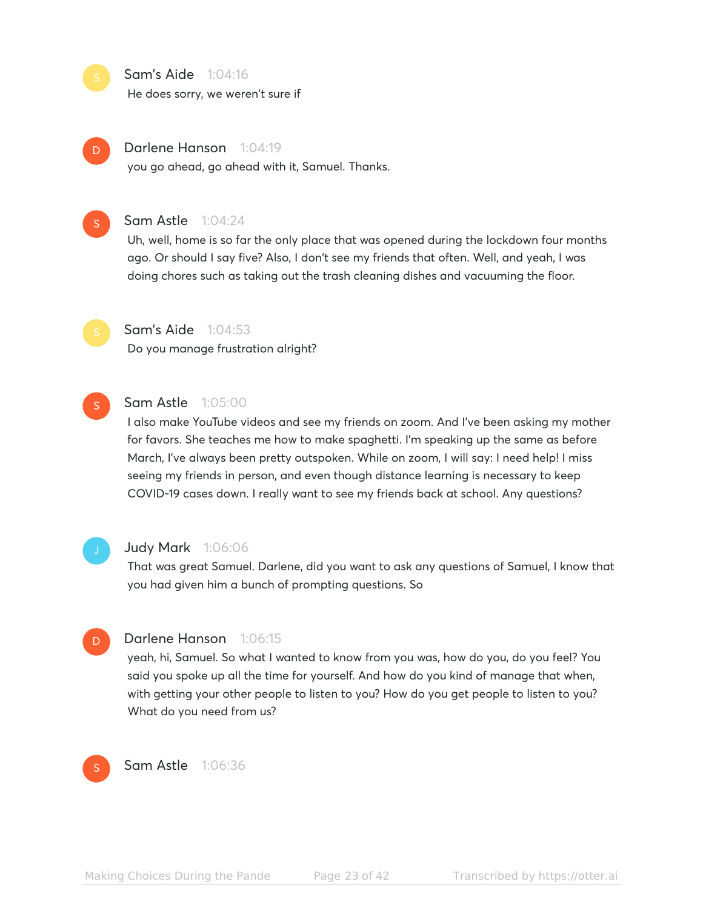Sam's Aide 1:04:16
He does sorry, we weren't sure if

Darlene Hanson 1:04:19
you go ahead, go ahead with it, Samuel. Thanks.

Sam Astle 1:04:24
Uh, well, home is so far the only place that was opened during the lockdown four months ago. Or should I say five? Also, I don't see my friends that often. Well, and yeah, I was doing chores such as taking out the trash cleaning dishes and vacuuming the floor.

Sam's Aide 1:04:53
Do you manage frustration alright?

Sam Astle 1:05:00
I also make YouTube videos and see my friends on zoom. And I've been asking my mother for favors. She teaches me how to make spaghetti. I'm speaking up the same as before March, I've always been pretty outspoken. While on zoom, I will say: I need help! I miss seeing my friends in person, and even though distance learning is necessary to keep COVID-19 cases down. I really want to see my friends back at school. Any questions?

Judy Mark 1:06:06
That was great Samuel. Darlene, did you want to ask any questions of Samuel, I know that you had given him a bunch of prompting questions. So

Darlene Hanson 1:06:15
yeah, hi, Samuel. So what I wanted to know from you was, how do you, do you feel? You said you spoke up all the time for yourself. And how do you kind of manage that when, with getting your other people to listen to you? How do you get people to listen to you? What do you need from us?

Sam Astle 1:06:36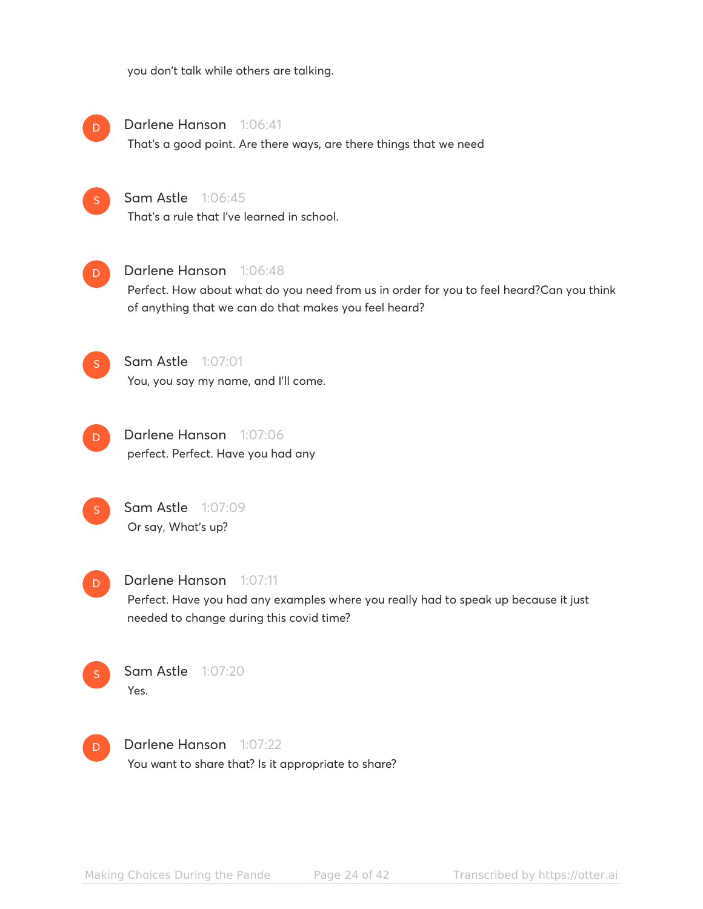you don't talk while others are talking.

**Darlene Hanson** 1:06:41
That's a good point. Are there ways, are there things that we need

**Sam Astle** 1:06:45
That's a rule that I've learned in school.

**Darlene Hanson** 1:06:48
Perfect. How about what do you need from us in order for you to feel heard?Can you think of anything that we can do that makes you feel heard?

**Sam Astle** 1:07:01
You, you say my name, and I'll come.

**Darlene Hanson** 1:07:06
perfect. Perfect. Have you had any

**Sam Astle** 1:07:09
Or say, What's up?

**Darlene Hanson** 1:07:11
Perfect. Have you had any examples where you really had to speak up because it just needed to change during this covid time?

**Sam Astle** 1:07:20
Yes.

**Darlene Hanson** 1:07:22
You want to share that? Is it appropriate to share?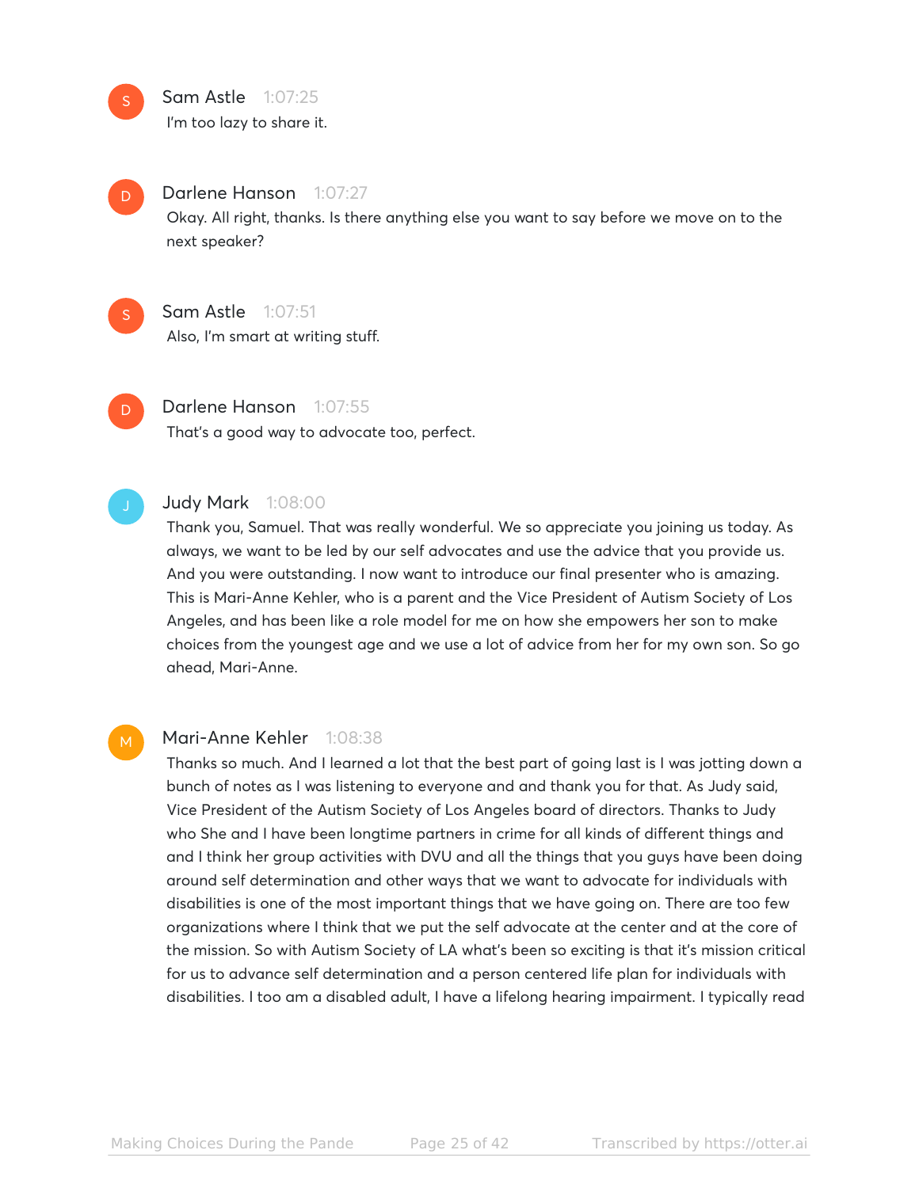**Sam Astle** 1:07:25

I'm too lazy to share it.

**Darlene Hanson** 1:07:27

Okay. All right, thanks. Is there anything else you want to say before we move on to the next speaker?

**Sam Astle** 1:07:51

Also, I'm smart at writing stuff.

**Darlene Hanson** 1:07:55

That's a good way to advocate too, perfect.

**Judy Mark** 1:08:00

Thank you, Samuel. That was really wonderful. We so appreciate you joining us today. As always, we want to be led by our self advocates and use the advice that you provide us. And you were outstanding. I now want to introduce our final presenter who is amazing. This is Mari-Anne Kehler, who is a parent and the Vice President of Autism Society of Los Angeles, and has been like a role model for me on how she empowers her son to make choices from the youngest age and we use a lot of advice from her for my own son. So go ahead, Mari-Anne.

**Mari-Anne Kehler** 1:08:38

Thanks so much. And I learned a lot that the best part of going last is I was jotting down a bunch of notes as I was listening to everyone and and thank you for that. As Judy said, Vice President of the Autism Society of Los Angeles board of directors. Thanks to Judy who She and I have been longtime partners in crime for all kinds of different things and and I think her group activities with DVU and all the things that you guys have been doing around self determination and other ways that we want to advocate for individuals with disabilities is one of the most important things that we have going on. There are too few organizations where I think that we put the self advocate at the center and at the core of the mission. So with Autism Society of LA what's been so exciting is that it's mission critical for us to advance self determination and a person centered life plan for individuals with disabilities. I too am a disabled adult, I have a lifelong hearing impairment. I typically read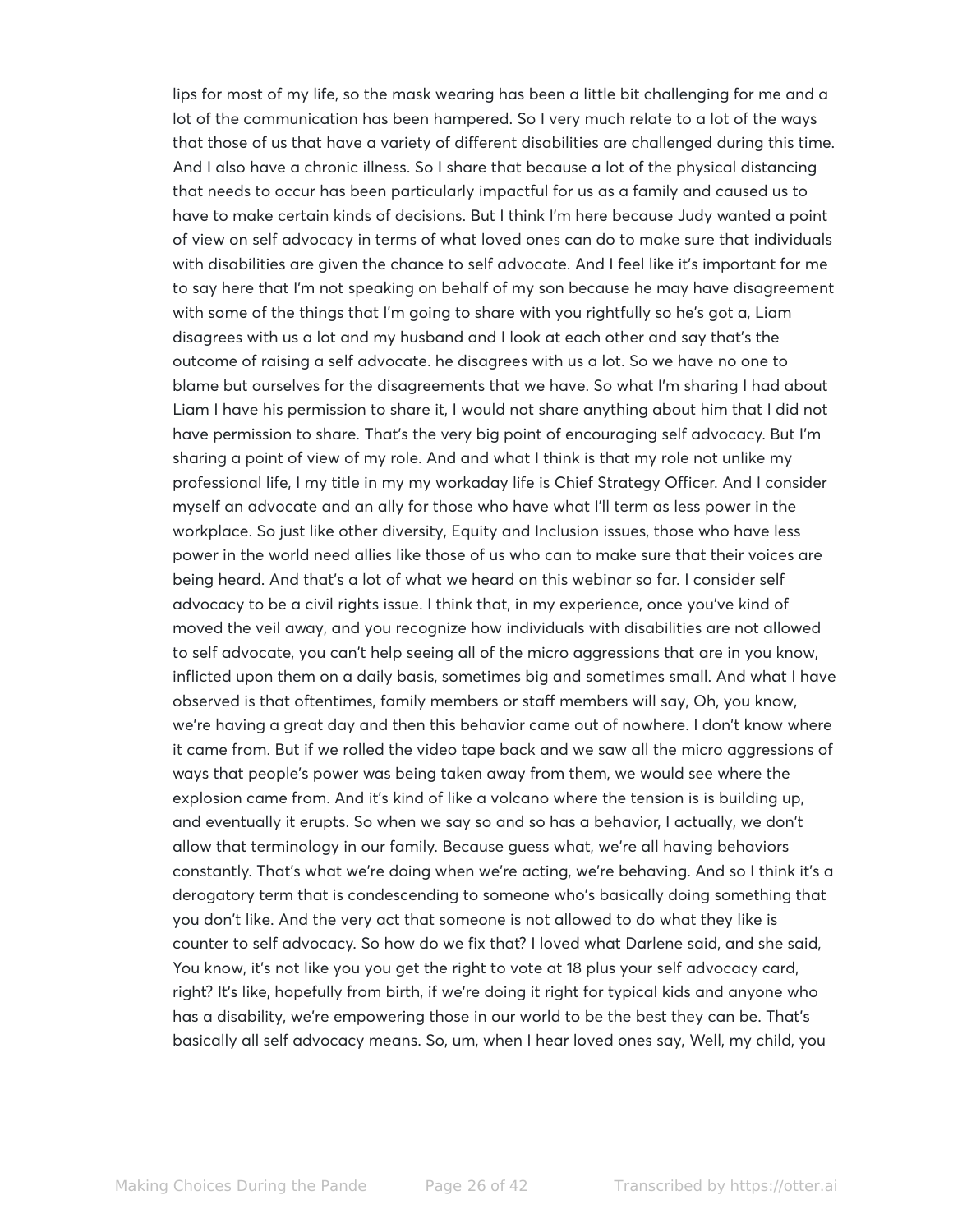lips for most of my life, so the mask wearing has been a little bit challenging for me and a lot of the communication has been hampered. So I very much relate to a lot of the ways that those of us that have a variety of different disabilities are challenged during this time. And I also have a chronic illness. So I share that because a lot of the physical distancing that needs to occur has been particularly impactful for us as a family and caused us to have to make certain kinds of decisions. But I think I'm here because Judy wanted a point of view on self advocacy in terms of what loved ones can do to make sure that individuals with disabilities are given the chance to self advocate. And I feel like it's important for me to say here that I'm not speaking on behalf of my son because he may have disagreement with some of the things that I'm going to share with you rightfully so he's got a, Liam disagrees with us a lot and my husband and I look at each other and say that's the outcome of raising a self advocate. he disagrees with us a lot. So we have no one to blame but ourselves for the disagreements that we have. So what I'm sharing I had about Liam I have his permission to share it, I would not share anything about him that I did not have permission to share. That's the very big point of encouraging self advocacy. But I'm sharing a point of view of my role. And and what I think is that my role not unlike my professional life, I my title in my my workaday life is Chief Strategy Officer. And I consider myself an advocate and an ally for those who have what I'll term as less power in the workplace. So just like other diversity, Equity and Inclusion issues, those who have less power in the world need allies like those of us who can to make sure that their voices are being heard. And that's a lot of what we heard on this webinar so far. I consider self advocacy to be a civil rights issue. I think that, in my experience, once you've kind of moved the veil away, and you recognize how individuals with disabilities are not allowed to self advocate, you can't help seeing all of the micro aggressions that are in you know, inflicted upon them on a daily basis, sometimes big and sometimes small. And what I have observed is that oftentimes, family members or staff members will say, Oh, you know, we're having a great day and then this behavior came out of nowhere. I don't know where it came from. But if we rolled the video tape back and we saw all the micro aggressions of ways that people's power was being taken away from them, we would see where the explosion came from. And it's kind of like a volcano where the tension is is building up, and eventually it erupts. So when we say so and so has a behavior, I actually, we don't allow that terminology in our family. Because guess what, we're all having behaviors constantly. That's what we're doing when we're acting, we're behaving. And so I think it's a derogatory term that is condescending to someone who's basically doing something that you don't like. And the very act that someone is not allowed to do what they like is counter to self advocacy. So how do we fix that? I loved what Darlene said, and she said, You know, it's not like you you get the right to vote at 18 plus your self advocacy card, right? It's like, hopefully from birth, if we're doing it right for typical kids and anyone who has a disability, we're empowering those in our world to be the best they can be. That's basically all self advocacy means. So, um, when I hear loved ones say, Well, my child, you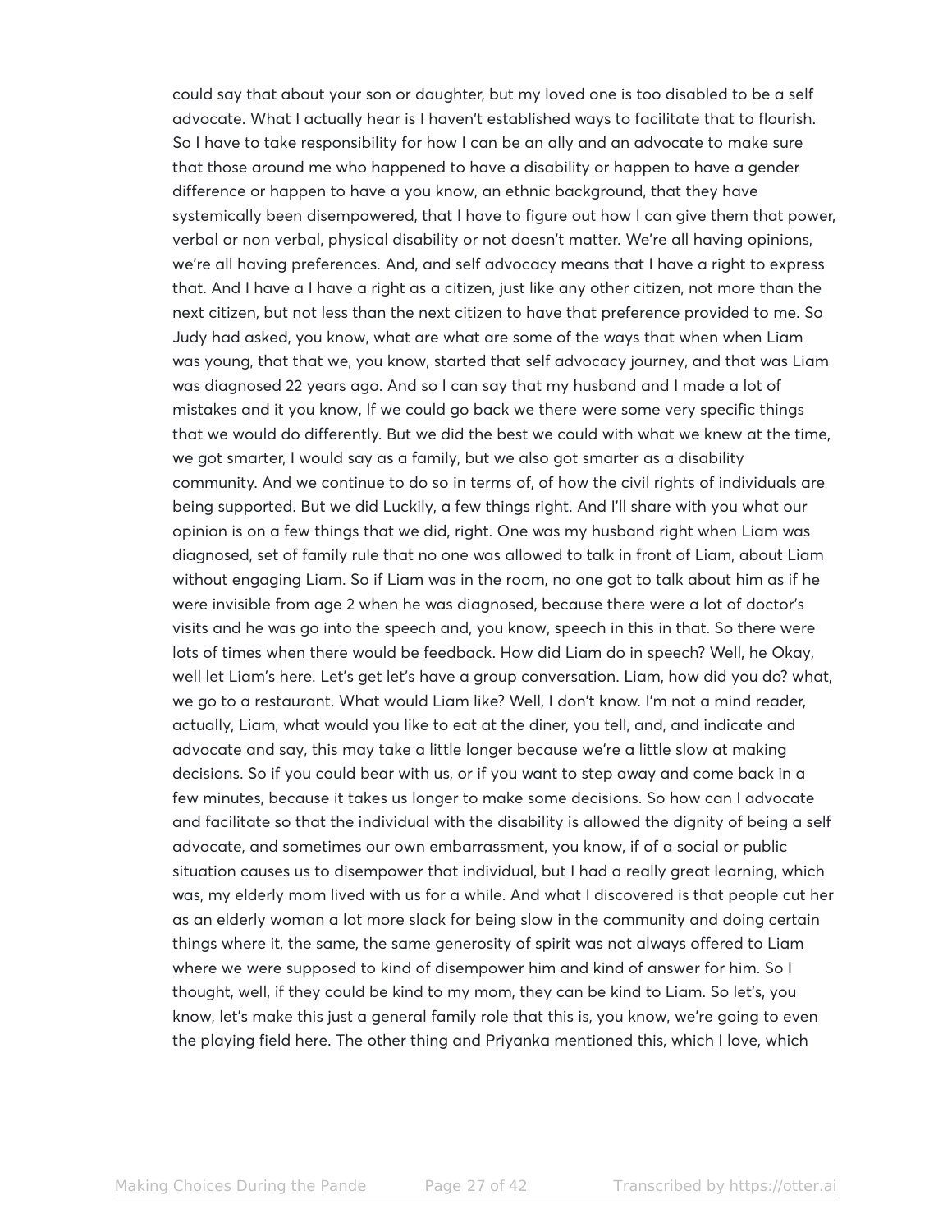could say that about your son or daughter, but my loved one is too disabled to be a self advocate. What I actually hear is I haven't established ways to facilitate that to flourish. So I have to take responsibility for how I can be an ally and an advocate to make sure that those around me who happened to have a disability or happen to have a gender difference or happen to have a you know, an ethnic background, that they have systemically been disempowered, that I have to figure out how I can give them that power, verbal or non verbal, physical disability or not doesn't matter. We're all having opinions, we're all having preferences. And, and self advocacy means that I have a right to express that. And I have a I have a right as a citizen, just like any other citizen, not more than the next citizen, but not less than the next citizen to have that preference provided to me. So Judy had asked, you know, what are what are some of the ways that when when Liam was young, that that we, you know, started that self advocacy journey, and that was Liam was diagnosed 22 years ago. And so I can say that my husband and I made a lot of mistakes and it you know, If we could go back we there were some very specific things that we would do differently. But we did the best we could with what we knew at the time, we got smarter, I would say as a family, but we also got smarter as a disability community. And we continue to do so in terms of, of how the civil rights of individuals are being supported. But we did Luckily, a few things right. And I'll share with you what our opinion is on a few things that we did, right. One was my husband right when Liam was diagnosed, set of family rule that no one was allowed to talk in front of Liam, about Liam without engaging Liam. So if Liam was in the room, no one got to talk about him as if he were invisible from age 2 when he was diagnosed, because there were a lot of doctor's visits and he was go into the speech and, you know, speech in this in that. So there were lots of times when there would be feedback. How did Liam do in speech? Well, he Okay, well let Liam's here. Let's get let's have a group conversation. Liam, how did you do? what, we go to a restaurant. What would Liam like? Well, I don't know. I'm not a mind reader, actually, Liam, what would you like to eat at the diner, you tell, and, and indicate and advocate and say, this may take a little longer because we're a little slow at making decisions. So if you could bear with us, or if you want to step away and come back in a few minutes, because it takes us longer to make some decisions. So how can I advocate and facilitate so that the individual with the disability is allowed the dignity of being a self advocate, and sometimes our own embarrassment, you know, if of a social or public situation causes us to disempower that individual, but I had a really great learning, which was, my elderly mom lived with us for a while. And what I discovered is that people cut her as an elderly woman a lot more slack for being slow in the community and doing certain things where it, the same, the same generosity of spirit was not always offered to Liam where we were supposed to kind of disempower him and kind of answer for him. So I thought, well, if they could be kind to my mom, they can be kind to Liam. So let's, you know, let's make this just a general family role that this is, you know, we're going to even the playing field here. The other thing and Priyanka mentioned this, which I love, which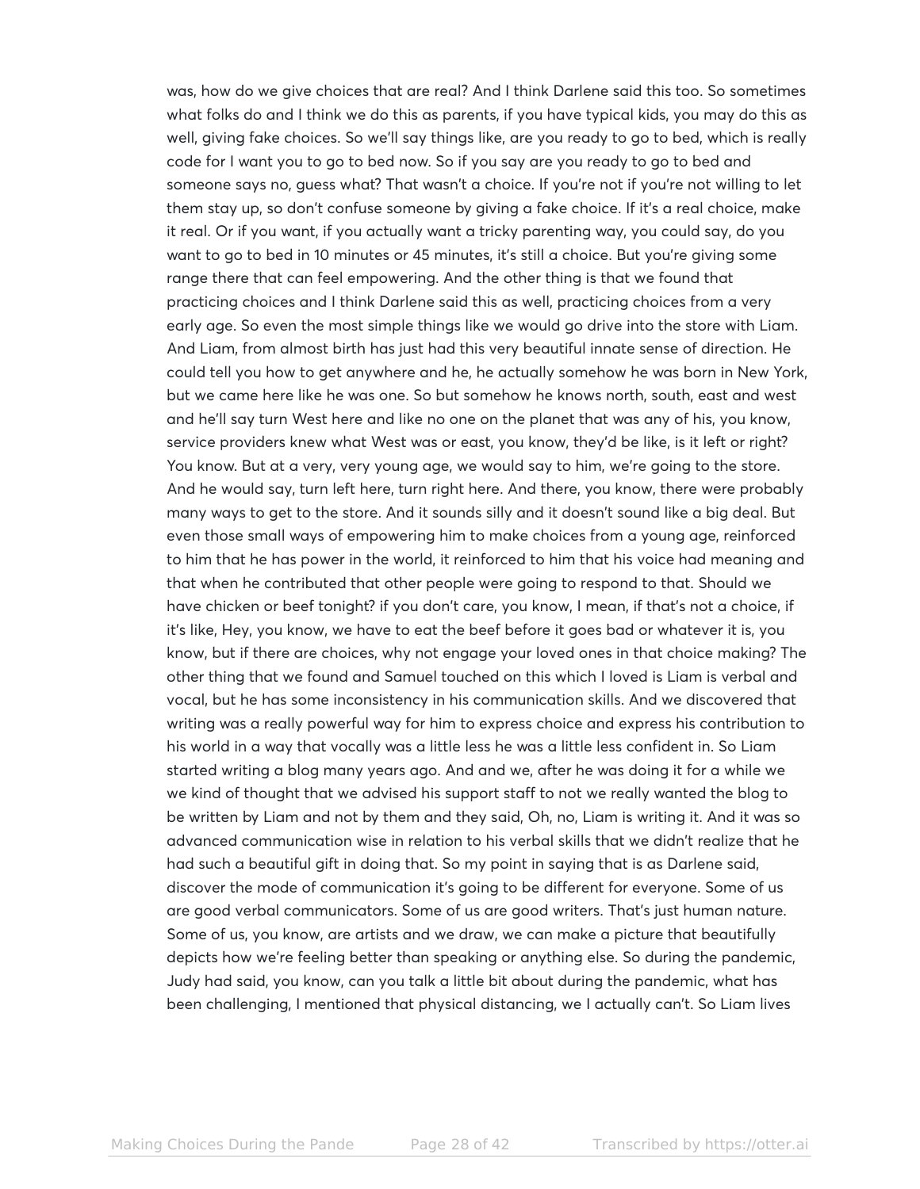was, how do we give choices that are real? And I think Darlene said this too. So sometimes what folks do and I think we do this as parents, if you have typical kids, you may do this as well, giving fake choices. So we'll say things like, are you ready to go to bed, which is really code for I want you to go to bed now. So if you say are you ready to go to bed and someone says no, guess what? That wasn't a choice. If you're not if you're not willing to let them stay up, so don't confuse someone by giving a fake choice. If it's a real choice, make it real. Or if you want, if you actually want a tricky parenting way, you could say, do you want to go to bed in 10 minutes or 45 minutes, it's still a choice. But you're giving some range there that can feel empowering. And the other thing is that we found that practicing choices and I think Darlene said this as well, practicing choices from a very early age. So even the most simple things like we would go drive into the store with Liam. And Liam, from almost birth has just had this very beautiful innate sense of direction. He could tell you how to get anywhere and he, he actually somehow he was born in New York, but we came here like he was one. So but somehow he knows north, south, east and west and he'll say turn West here and like no one on the planet that was any of his, you know, service providers knew what West was or east, you know, they'd be like, is it left or right? You know. But at a very, very young age, we would say to him, we're going to the store. And he would say, turn left here, turn right here. And there, you know, there were probably many ways to get to the store. And it sounds silly and it doesn't sound like a big deal. But even those small ways of empowering him to make choices from a young age, reinforced to him that he has power in the world, it reinforced to him that his voice had meaning and that when he contributed that other people were going to respond to that. Should we have chicken or beef tonight? if you don't care, you know, I mean, if that's not a choice, if it's like, Hey, you know, we have to eat the beef before it goes bad or whatever it is, you know, but if there are choices, why not engage your loved ones in that choice making? The other thing that we found and Samuel touched on this which I loved is Liam is verbal and vocal, but he has some inconsistency in his communication skills. And we discovered that writing was a really powerful way for him to express choice and express his contribution to his world in a way that vocally was a little less he was a little less confident in. So Liam started writing a blog many years ago. And and we, after he was doing it for a while we we kind of thought that we advised his support staff to not we really wanted the blog to be written by Liam and not by them and they said, Oh, no, Liam is writing it. And it was so advanced communication wise in relation to his verbal skills that we didn't realize that he had such a beautiful gift in doing that. So my point in saying that is as Darlene said, discover the mode of communication it's going to be different for everyone. Some of us are good verbal communicators. Some of us are good writers. That's just human nature. Some of us, you know, are artists and we draw, we can make a picture that beautifully depicts how we're feeling better than speaking or anything else. So during the pandemic, Judy had said, you know, can you talk a little bit about during the pandemic, what has been challenging, I mentioned that physical distancing, we I actually can't. So Liam lives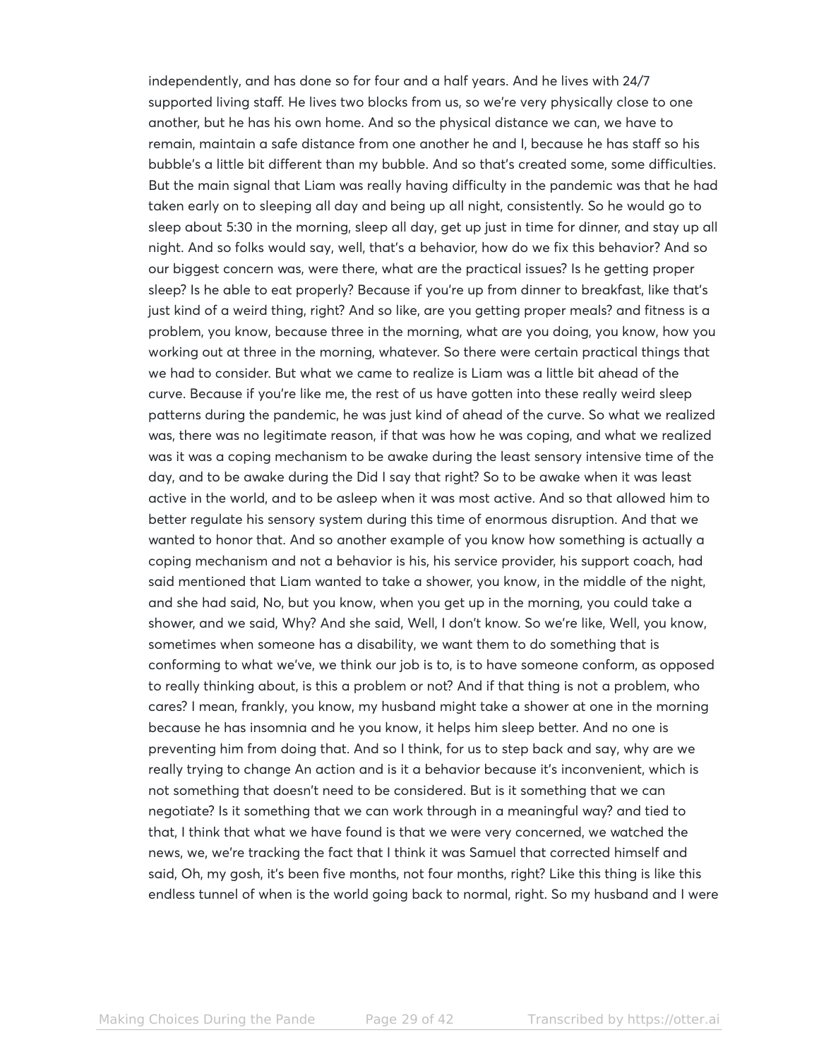independently, and has done so for four and a half years. And he lives with 24/7 supported living staff. He lives two blocks from us, so we're very physically close to one another, but he has his own home. And so the physical distance we can, we have to remain, maintain a safe distance from one another he and I, because he has staff so his bubble's a little bit different than my bubble. And so that's created some, some difficulties. But the main signal that Liam was really having difficulty in the pandemic was that he had taken early on to sleeping all day and being up all night, consistently. So he would go to sleep about 5:30 in the morning, sleep all day, get up just in time for dinner, and stay up all night. And so folks would say, well, that's a behavior, how do we fix this behavior? And so our biggest concern was, were there, what are the practical issues? Is he getting proper sleep? Is he able to eat properly? Because if you're up from dinner to breakfast, like that's just kind of a weird thing, right? And so like, are you getting proper meals? and fitness is a problem, you know, because three in the morning, what are you doing, you know, how you working out at three in the morning, whatever. So there were certain practical things that we had to consider. But what we came to realize is Liam was a little bit ahead of the curve. Because if you're like me, the rest of us have gotten into these really weird sleep patterns during the pandemic, he was just kind of ahead of the curve. So what we realized was, there was no legitimate reason, if that was how he was coping, and what we realized was it was a coping mechanism to be awake during the least sensory intensive time of the day, and to be awake during the Did I say that right? So to be awake when it was least active in the world, and to be asleep when it was most active. And so that allowed him to better regulate his sensory system during this time of enormous disruption. And that we wanted to honor that. And so another example of you know how something is actually a coping mechanism and not a behavior is his, his service provider, his support coach, had said mentioned that Liam wanted to take a shower, you know, in the middle of the night, and she had said, No, but you know, when you get up in the morning, you could take a shower, and we said, Why? And she said, Well, I don't know. So we're like, Well, you know, sometimes when someone has a disability, we want them to do something that is conforming to what we've, we think our job is to, is to have someone conform, as opposed to really thinking about, is this a problem or not? And if that thing is not a problem, who cares? I mean, frankly, you know, my husband might take a shower at one in the morning because he has insomnia and he you know, it helps him sleep better. And no one is preventing him from doing that. And so I think, for us to step back and say, why are we really trying to change An action and is it a behavior because it's inconvenient, which is not something that doesn't need to be considered. But is it something that we can negotiate? Is it something that we can work through in a meaningful way? and tied to that, I think that what we have found is that we were very concerned, we watched the news, we, we're tracking the fact that I think it was Samuel that corrected himself and said, Oh, my gosh, it's been five months, not four months, right? Like this thing is like this endless tunnel of when is the world going back to normal, right. So my husband and I were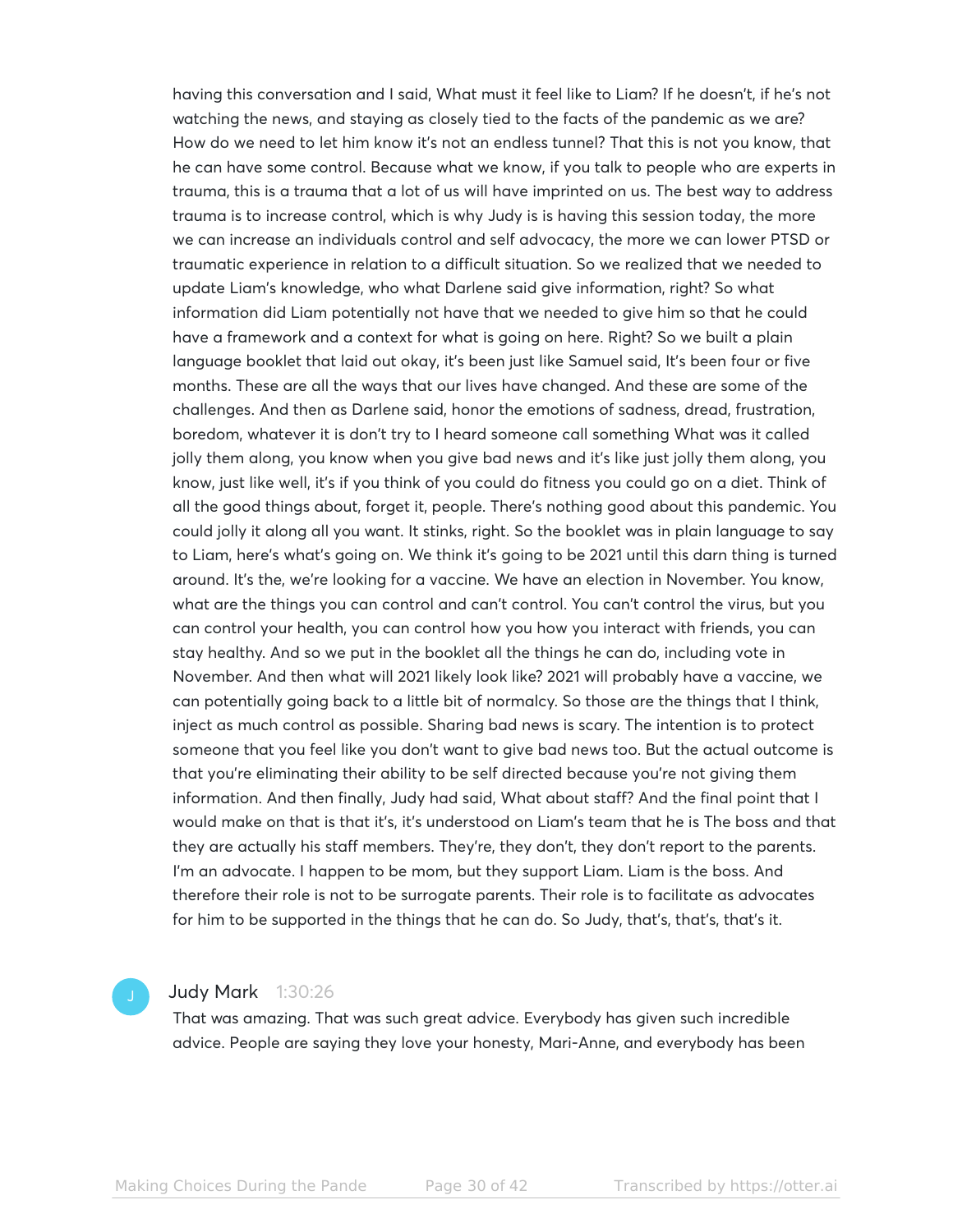having this conversation and I said, What must it feel like to Liam? If he doesn't, if he's not watching the news, and staying as closely tied to the facts of the pandemic as we are? How do we need to let him know it's not an endless tunnel? That this is not you know, that he can have some control. Because what we know, if you talk to people who are experts in trauma, this is a trauma that a lot of us will have imprinted on us. The best way to address trauma is to increase control, which is why Judy is is having this session today, the more we can increase an individuals control and self advocacy, the more we can lower PTSD or traumatic experience in relation to a difficult situation. So we realized that we needed to update Liam's knowledge, who what Darlene said give information, right? So what information did Liam potentially not have that we needed to give him so that he could have a framework and a context for what is going on here. Right? So we built a plain language booklet that laid out okay, it's been just like Samuel said, It's been four or five months. These are all the ways that our lives have changed. And these are some of the challenges. And then as Darlene said, honor the emotions of sadness, dread, frustration, boredom, whatever it is don't try to I heard someone call something What was it called jolly them along, you know when you give bad news and it's like just jolly them along, you know, just like well, it's if you think of you could do fitness you could go on a diet. Think of all the good things about, forget it, people. There's nothing good about this pandemic. You could jolly it along all you want. It stinks, right. So the booklet was in plain language to say to Liam, here's what's going on. We think it's going to be 2021 until this darn thing is turned around. It's the, we're looking for a vaccine. We have an election in November. You know, what are the things you can control and can't control. You can't control the virus, but you can control your health, you can control how you how you interact with friends, you can stay healthy. And so we put in the booklet all the things he can do, including vote in November. And then what will 2021 likely look like? 2021 will probably have a vaccine, we can potentially going back to a little bit of normalcy. So those are the things that I think, inject as much control as possible. Sharing bad news is scary. The intention is to protect someone that you feel like you don't want to give bad news too. But the actual outcome is that you're eliminating their ability to be self directed because you're not giving them information. And then finally, Judy had said, What about staff? And the final point that I would make on that is that it's, it's understood on Liam's team that he is The boss and that they are actually his staff members. They're, they don't, they don't report to the parents. I'm an advocate. I happen to be mom, but they support Liam. Liam is the boss. And therefore their role is not to be surrogate parents. Their role is to facilitate as advocates for him to be supported in the things that he can do. So Judy, that's, that's, that's it.

**Judy Mark** 1:30:26

That was amazing. That was such great advice. Everybody has given such incredible advice. People are saying they love your honesty, Mari-Anne, and everybody has been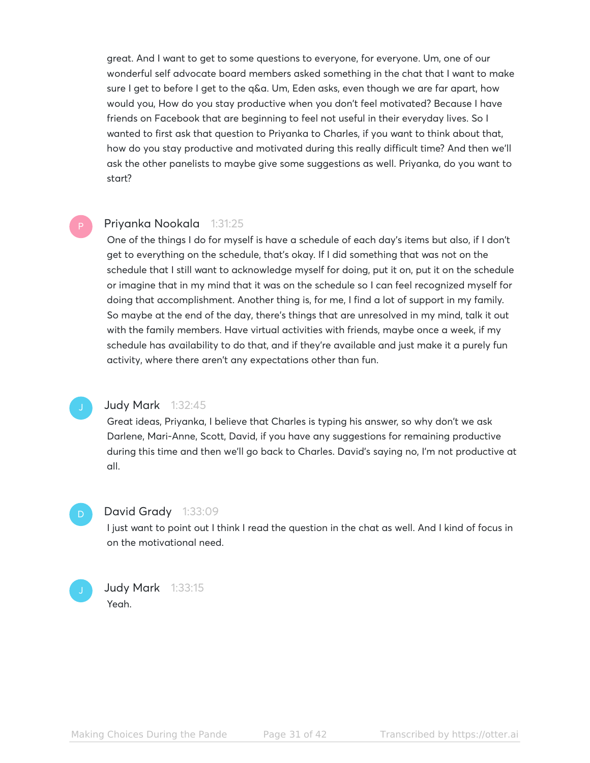great. And I want to get to some questions to everyone, for everyone. Um, one of our wonderful self advocate board members asked something in the chat that I want to make sure I get to before I get to the q&a. Um, Eden asks, even though we are far apart, how would you, How do you stay productive when you don't feel motivated? Because I have friends on Facebook that are beginning to feel not useful in their everyday lives. So I wanted to first ask that question to Priyanka to Charles, if you want to think about that, how do you stay productive and motivated during this really difficult time? And then we'll ask the other panelists to maybe give some suggestions as well. Priyanka, do you want to start?

**Priyanka Nookala** 1:31:25

One of the things I do for myself is have a schedule of each day's items but also, if I don't get to everything on the schedule, that's okay. If I did something that was not on the schedule that I still want to acknowledge myself for doing, put it on, put it on the schedule or imagine that in my mind that it was on the schedule so I can feel recognized myself for doing that accomplishment. Another thing is, for me, I find a lot of support in my family. So maybe at the end of the day, there's things that are unresolved in my mind, talk it out with the family members. Have virtual activities with friends, maybe once a week, if my schedule has availability to do that, and if they're available and just make it a purely fun activity, where there aren't any expectations other than fun.

**Judy Mark** 1:32:45

Great ideas, Priyanka, I believe that Charles is typing his answer, so why don't we ask Darlene, Mari-Anne, Scott, David, if you have any suggestions for remaining productive during this time and then we'll go back to Charles. David's saying no, I'm not productive at all.

**David Grady** 1:33:09

I just want to point out I think I read the question in the chat as well. And I kind of focus in on the motivational need.

**Judy Mark** 1:33:15

Yeah.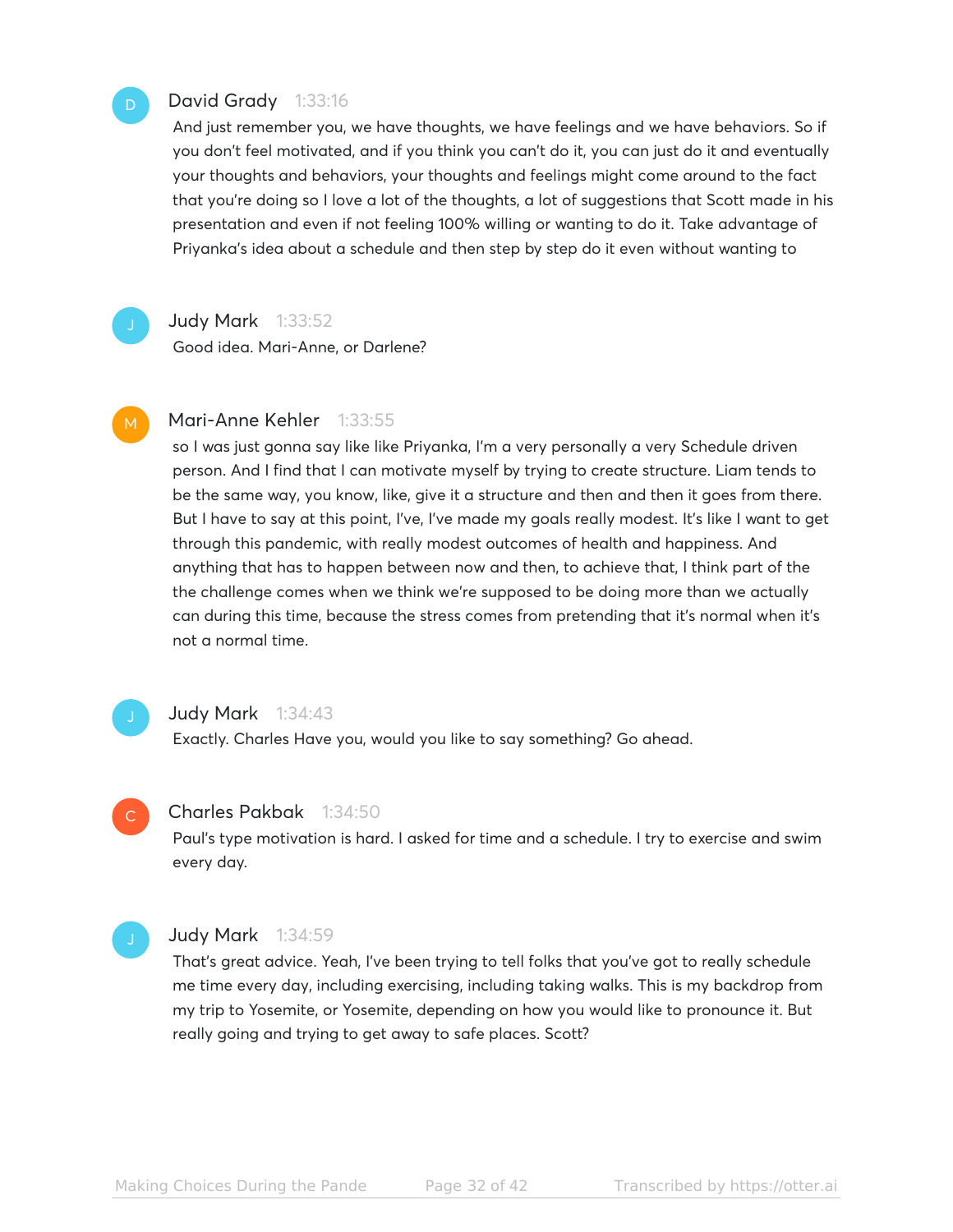**David Grady** 1:33:16

And just remember you, we have thoughts, we have feelings and we have behaviors. So if you don't feel motivated, and if you think you can't do it, you can just do it and eventually your thoughts and behaviors, your thoughts and feelings might come around to the fact that you're doing so I love a lot of the thoughts, a lot of suggestions that Scott made in his presentation and even if not feeling 100% willing or wanting to do it. Take advantage of Priyanka's idea about a schedule and then step by step do it even without wanting to

**Judy Mark** 1:33:52

Good idea. Mari-Anne, or Darlene?

**Mari-Anne Kehler** 1:33:55

so I was just gonna say like like Priyanka, I'm a very personally a very Schedule driven person. And I find that I can motivate myself by trying to create structure. Liam tends to be the same way, you know, like, give it a structure and then and then it goes from there. But I have to say at this point, I've, I've made my goals really modest. It's like I want to get through this pandemic, with really modest outcomes of health and happiness. And anything that has to happen between now and then, to achieve that, I think part of the the challenge comes when we think we're supposed to be doing more than we actually can during this time, because the stress comes from pretending that it's normal when it's not a normal time.

**Judy Mark** 1:34:43

Exactly. Charles Have you, would you like to say something? Go ahead.

**Charles Pakbak** 1:34:50

Paul's type motivation is hard. I asked for time and a schedule. I try to exercise and swim every day.

**Judy Mark** 1:34:59

That's great advice. Yeah, I've been trying to tell folks that you've got to really schedule me time every day, including exercising, including taking walks. This is my backdrop from my trip to Yosemite, or Yosemite, depending on how you would like to pronounce it. But really going and trying to get away to safe places. Scott?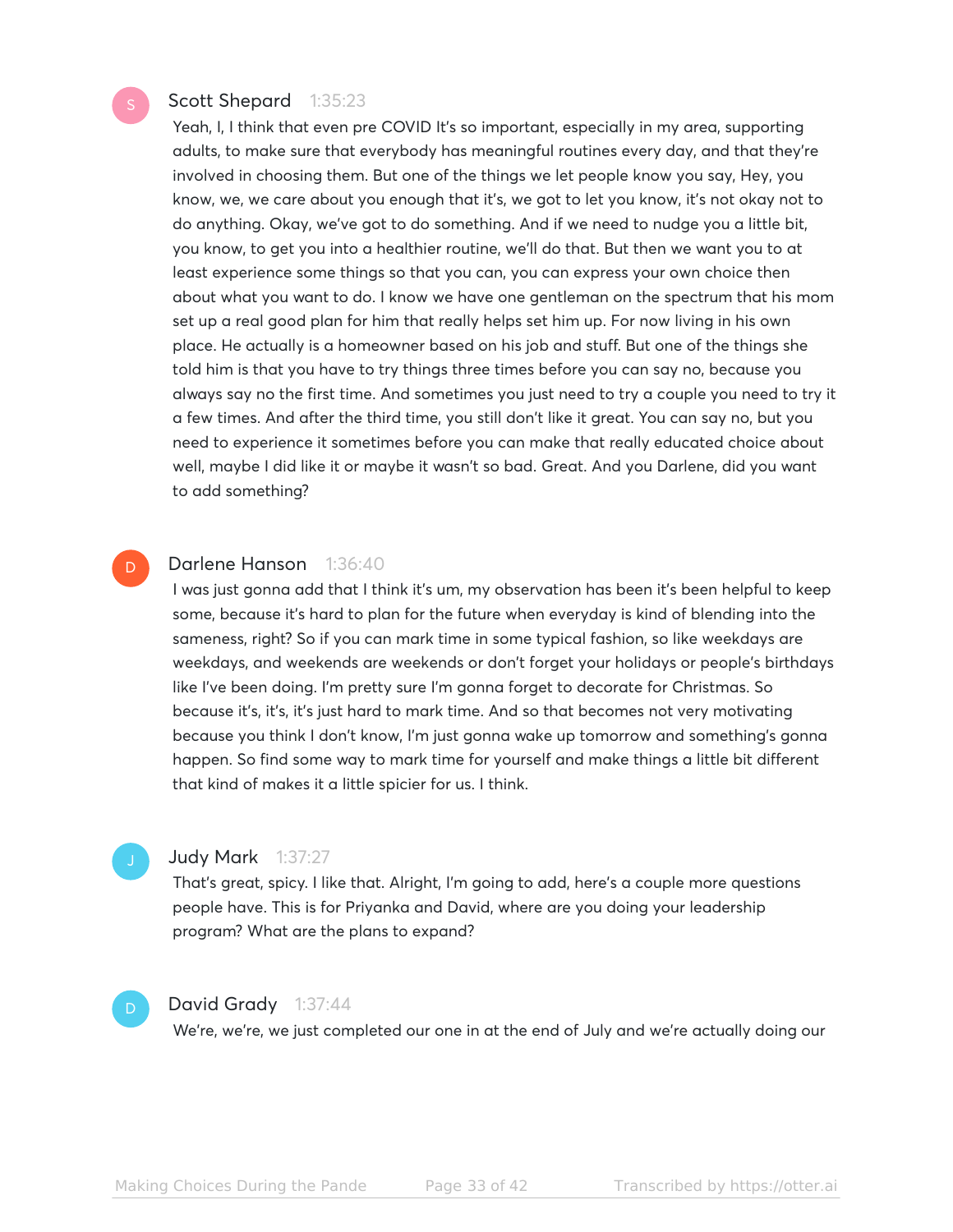**Scott Shepard** 1:35:23

Yeah, I, I think that even pre COVID It's so important, especially in my area, supporting adults, to make sure that everybody has meaningful routines every day, and that they're involved in choosing them. But one of the things we let people know you say, Hey, you know, we, we care about you enough that it's, we got to let you know, it's not okay not to do anything. Okay, we've got to do something. And if we need to nudge you a little bit, you know, to get you into a healthier routine, we'll do that. But then we want you to at least experience some things so that you can, you can express your own choice then about what you want to do. I know we have one gentleman on the spectrum that his mom set up a real good plan for him that really helps set him up. For now living in his own place. He actually is a homeowner based on his job and stuff. But one of the things she told him is that you have to try things three times before you can say no, because you always say no the first time. And sometimes you just need to try a couple you need to try it a few times. And after the third time, you still don't like it great. You can say no, but you need to experience it sometimes before you can make that really educated choice about well, maybe I did like it or maybe it wasn't so bad. Great. And you Darlene, did you want to add something?

**Darlene Hanson** 1:36:40

I was just gonna add that I think it's um, my observation has been it's been helpful to keep some, because it's hard to plan for the future when everyday is kind of blending into the sameness, right? So if you can mark time in some typical fashion, so like weekdays are weekdays, and weekends are weekends or don't forget your holidays or people's birthdays like I've been doing. I'm pretty sure I'm gonna forget to decorate for Christmas. So because it's, it's, it's just hard to mark time. And so that becomes not very motivating because you think I don't know, I'm just gonna wake up tomorrow and something's gonna happen. So find some way to mark time for yourself and make things a little bit different that kind of makes it a little spicier for us. I think.

**Judy Mark** 1:37:27

That's great, spicy. I like that. Alright, I'm going to add, here's a couple more questions people have. This is for Priyanka and David, where are you doing your leadership program? What are the plans to expand?

**David Grady** 1:37:44

We're, we're, we just completed our one in at the end of July and we're actually doing our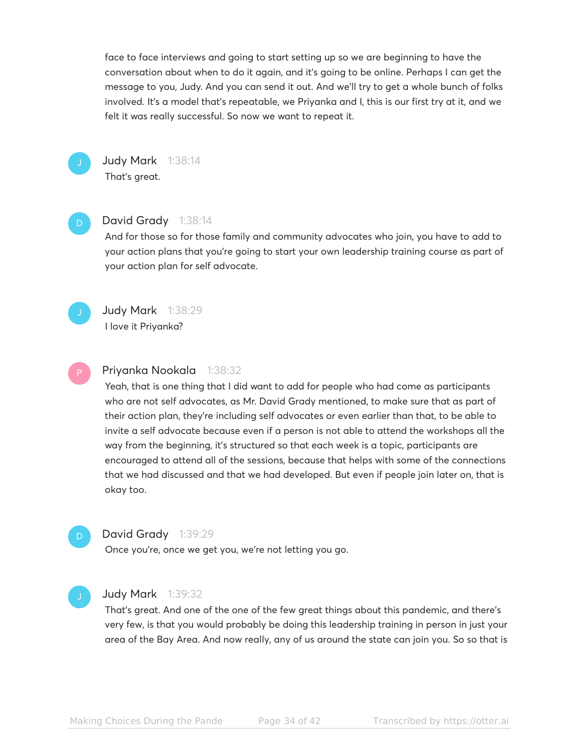face to face interviews and going to start setting up so we are beginning to have the conversation about when to do it again, and it's going to be online. Perhaps I can get the message to you, Judy. And you can send it out. And we'll try to get a whole bunch of folks involved. It's a model that's repeatable, we Priyanka and I, this is our first try at it, and we felt it was really successful. So now we want to repeat it.

**Judy Mark** 1:38:14

That's great.

**David Grady** 1:38:14

And for those so for those family and community advocates who join, you have to add to your action plans that you're going to start your own leadership training course as part of your action plan for self advocate.

**Judy Mark** 1:38:29

I love it Priyanka?

**Priyanka Nookala** 1:38:32

Yeah, that is one thing that I did want to add for people who had come as participants who are not self advocates, as Mr. David Grady mentioned, to make sure that as part of their action plan, they're including self advocates or even earlier than that, to be able to invite a self advocate because even if a person is not able to attend the workshops all the way from the beginning, it's structured so that each week is a topic, participants are encouraged to attend all of the sessions, because that helps with some of the connections that we had discussed and that we had developed. But even if people join later on, that is okay too.

**David Grady** 1:39:29

Once you're, once we get you, we're not letting you go.

**Judy Mark** 1:39:32

That's great. And one of the one of the few great things about this pandemic, and there's very few, is that you would probably be doing this leadership training in person in just your area of the Bay Area. And now really, any of us around the state can join you. So so that is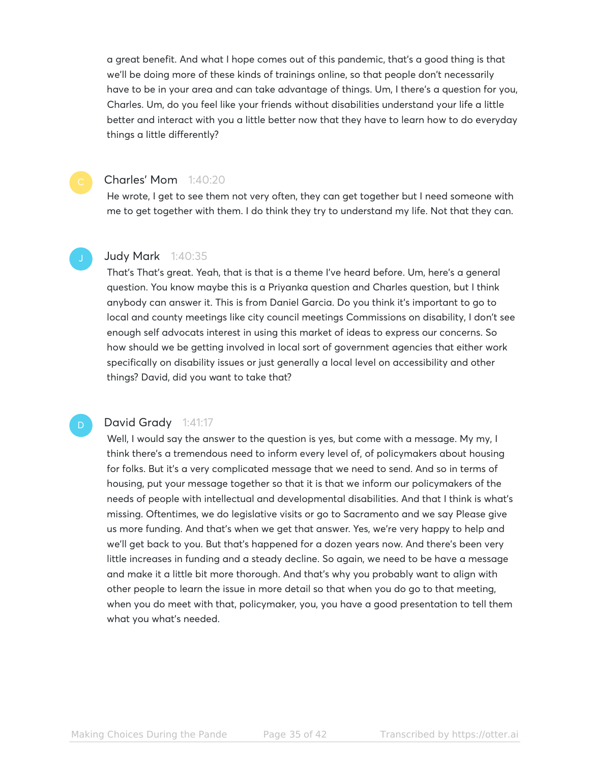a great benefit. And what I hope comes out of this pandemic, that's a good thing is that we'll be doing more of these kinds of trainings online, so that people don't necessarily have to be in your area and can take advantage of things. Um, I there's a question for you, Charles. Um, do you feel like your friends without disabilities understand your life a little better and interact with you a little better now that they have to learn how to do everyday things a little differently?

**Charles' Mom** 1:40:20

He wrote, I get to see them not very often, they can get together but I need someone with me to get together with them. I do think they try to understand my life. Not that they can.

**Judy Mark** 1:40:35

That's That's great. Yeah, that is that is a theme I've heard before. Um, here's a general question. You know maybe this is a Priyanka question and Charles question, but I think anybody can answer it. This is from Daniel Garcia. Do you think it's important to go to local and county meetings like city council meetings Commissions on disability, I don't see enough self advocats interest in using this market of ideas to express our concerns. So how should we be getting involved in local sort of government agencies that either work specifically on disability issues or just generally a local level on accessibility and other things? David, did you want to take that?

**David Grady** 1:41:17

Well, I would say the answer to the question is yes, but come with a message. My my, I think there's a tremendous need to inform every level of, of policymakers about housing for folks. But it's a very complicated message that we need to send. And so in terms of housing, put your message together so that it is that we inform our policymakers of the needs of people with intellectual and developmental disabilities. And that I think is what's missing. Oftentimes, we do legislative visits or go to Sacramento and we say Please give us more funding. And that's when we get that answer. Yes, we're very happy to help and we'll get back to you. But that's happened for a dozen years now. And there's been very little increases in funding and a steady decline. So again, we need to be have a message and make it a little bit more thorough. And that's why you probably want to align with other people to learn the issue in more detail so that when you do go to that meeting, when you do meet with that, policymaker, you, you have a good presentation to tell them what you what's needed.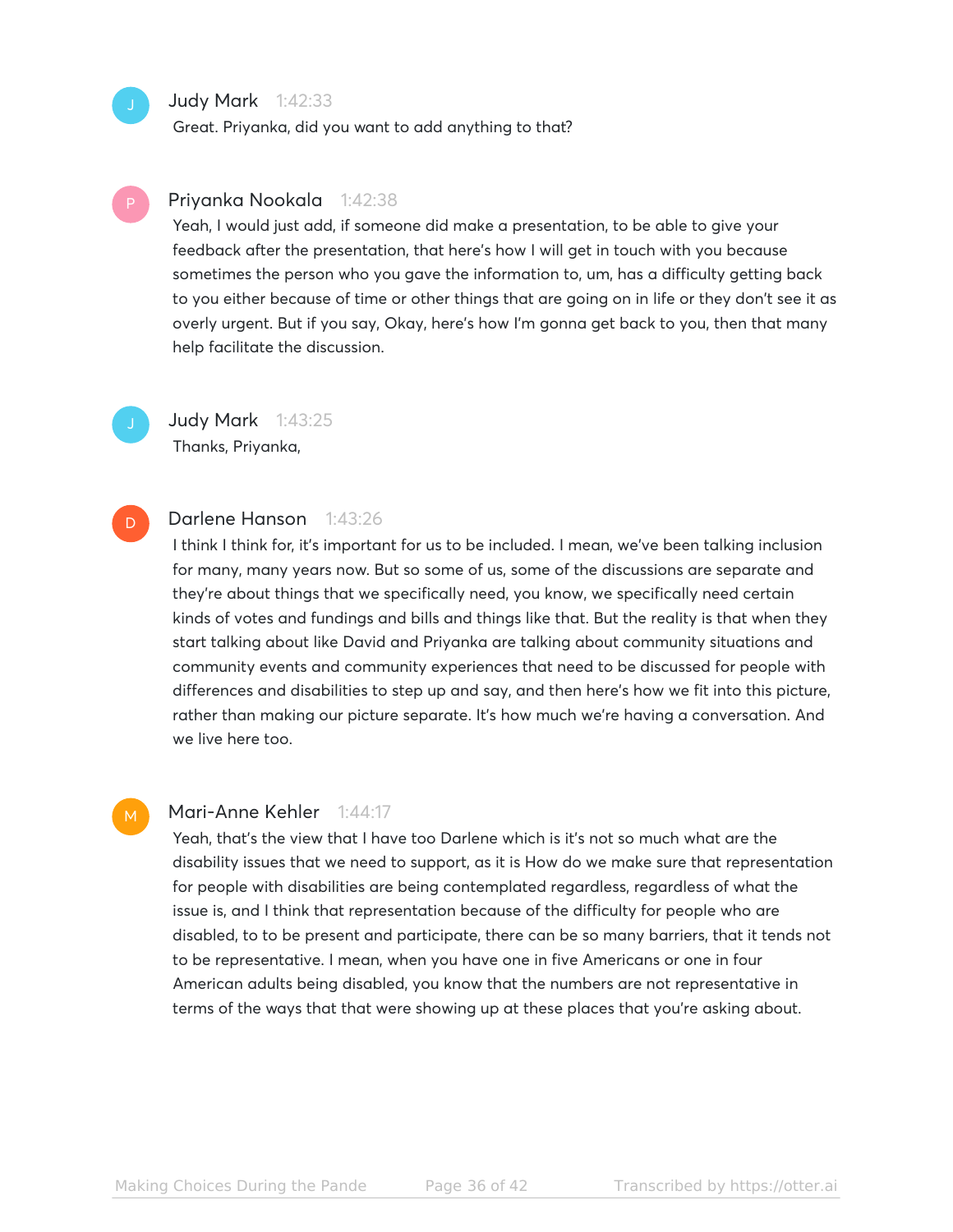Judy Mark 1:42:33
Great. Priyanka, did you want to add anything to that?

Priyanka Nookala 1:42:38
Yeah, I would just add, if someone did make a presentation, to be able to give your feedback after the presentation, that here's how I will get in touch with you because sometimes the person who you gave the information to, um, has a difficulty getting back to you either because of time or other things that are going on in life or they don't see it as overly urgent. But if you say, Okay, here's how I'm gonna get back to you, then that many help facilitate the discussion.

Judy Mark 1:43:25
Thanks, Priyanka,

Darlene Hanson 1:43:26
I think I think for, it's important for us to be included. I mean, we've been talking inclusion for many, many years now. But so some of us, some of the discussions are separate and they're about things that we specifically need, you know, we specifically need certain kinds of votes and fundings and bills and things like that. But the reality is that when they start talking about like David and Priyanka are talking about community situations and community events and community experiences that need to be discussed for people with differences and disabilities to step up and say, and then here's how we fit into this picture, rather than making our picture separate. It's how much we're having a conversation. And we live here too.

Mari-Anne Kehler 1:44:17
Yeah, that's the view that I have too Darlene which is it's not so much what are the disability issues that we need to support, as it is How do we make sure that representation for people with disabilities are being contemplated regardless, regardless of what the issue is, and I think that representation because of the difficulty for people who are disabled, to to be present and participate, there can be so many barriers, that it tends not to be representative. I mean, when you have one in five Americans or one in four American adults being disabled, you know that the numbers are not representative in terms of the ways that that were showing up at these places that you're asking about.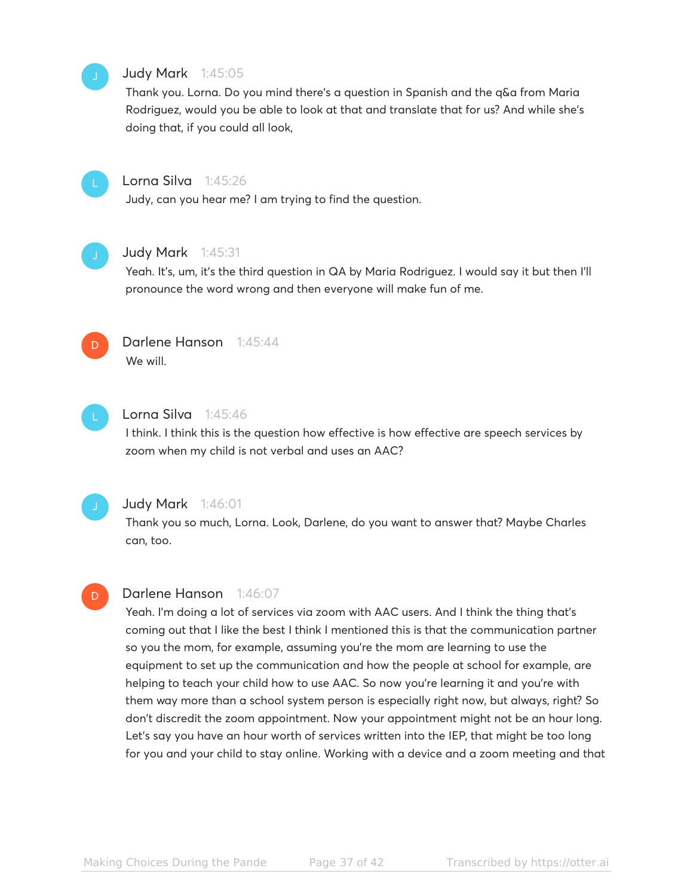**Judy Mark** 1:45:05

Thank you. Lorna. Do you mind there's a question in Spanish and the q&a from Maria Rodriguez, would you be able to look at that and translate that for us? And while she's doing that, if you could all look,

**Lorna Silva** 1:45:26

Judy, can you hear me? I am trying to find the question.

**Judy Mark** 1:45:31

Yeah. It's, um, it's the third question in QA by Maria Rodriguez. I would say it but then I'll pronounce the word wrong and then everyone will make fun of me.

**Darlene Hanson** 1:45:44

We will.

**Lorna Silva** 1:45:46

I think. I think this is the question how effective is how effective are speech services by zoom when my child is not verbal and uses an AAC?

**Judy Mark** 1:46:01

Thank you so much, Lorna. Look, Darlene, do you want to answer that? Maybe Charles can, too.

**Darlene Hanson** 1:46:07

Yeah. I'm doing a lot of services via zoom with AAC users. And I think the thing that's coming out that I like the best I think I mentioned this is that the communication partner so you the mom, for example, assuming you're the mom are learning to use the equipment to set up the communication and how the people at school for example, are helping to teach your child how to use AAC. So now you're learning it and you're with them way more than a school system person is especially right now, but always, right? So don't discredit the zoom appointment. Now your appointment might not be an hour long. Let's say you have an hour worth of services written into the IEP, that might be too long for you and your child to stay online. Working with a device and a zoom meeting and that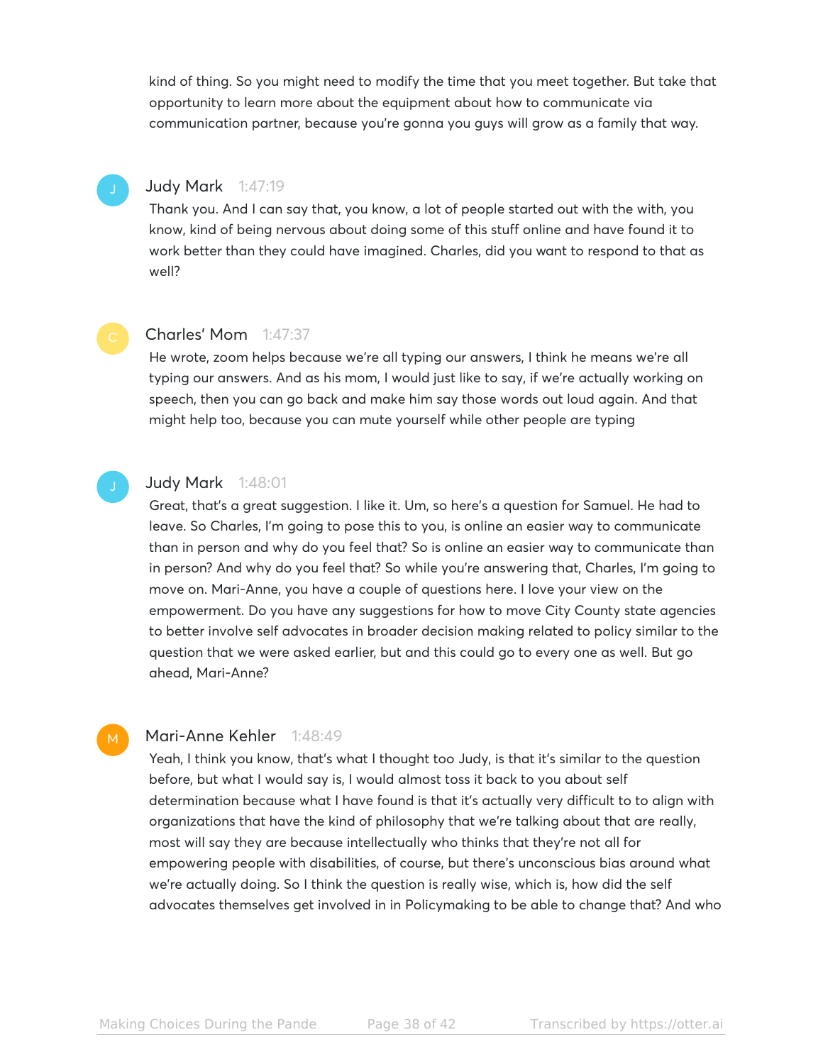kind of thing. So you might need to modify the time that you meet together. But take that opportunity to learn more about the equipment about how to communicate via communication partner, because you're gonna you guys will grow as a family that way.

**Judy Mark** 1:47:19

Thank you. And I can say that, you know, a lot of people started out with the with, you know, kind of being nervous about doing some of this stuff online and have found it to work better than they could have imagined. Charles, did you want to respond to that as well?

**Charles' Mom** 1:47:37

He wrote, zoom helps because we're all typing our answers, I think he means we're all typing our answers. And as his mom, I would just like to say, if we're actually working on speech, then you can go back and make him say those words out loud again. And that might help too, because you can mute yourself while other people are typing

**Judy Mark** 1:48:01

Great, that's a great suggestion. I like it. Um, so here's a question for Samuel. He had to leave. So Charles, I'm going to pose this to you, is online an easier way to communicate than in person and why do you feel that? So is online an easier way to communicate than in person? And why do you feel that? So while you're answering that, Charles, I'm going to move on. Mari-Anne, you have a couple of questions here. I love your view on the empowerment. Do you have any suggestions for how to move City County state agencies to better involve self advocates in broader decision making related to policy similar to the question that we were asked earlier, but and this could go to every one as well. But go ahead, Mari-Anne?

**Mari-Anne Kehler** 1:48:49

Yeah, I think you know, that's what I thought too Judy, is that it's similar to the question before, but what I would say is, I would almost toss it back to you about self determination because what I have found is that it's actually very difficult to to align with organizations that have the kind of philosophy that we're talking about that are really, most will say they are because intellectually who thinks that they're not all for empowering people with disabilities, of course, but there's unconscious bias around what we're actually doing. So I think the question is really wise, which is, how did the self advocates themselves get involved in in Policymaking to be able to change that? And who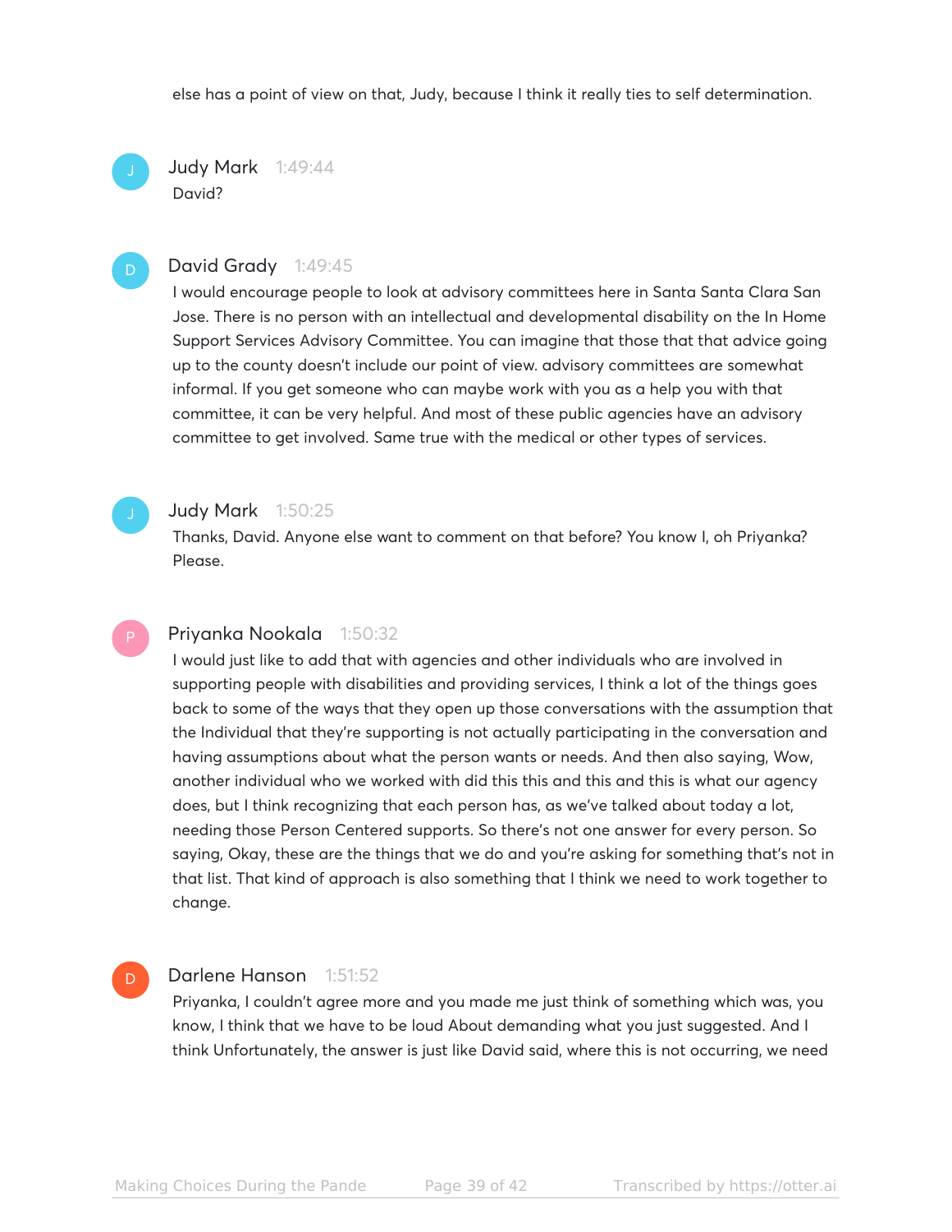else has a point of view on that, Judy, because I think it really ties to self determination.

**Judy Mark** 1:49:44

David?

**David Grady** 1:49:45

I would encourage people to look at advisory committees here in Santa Santa Clara San Jose. There is no person with an intellectual and developmental disability on the In Home Support Services Advisory Committee. You can imagine that those that that advice going up to the county doesn't include our point of view. advisory committees are somewhat informal. If you get someone who can maybe work with you as a help you with that committee, it can be very helpful. And most of these public agencies have an advisory committee to get involved. Same true with the medical or other types of services.

**Judy Mark** 1:50:25

Thanks, David. Anyone else want to comment on that before? You know I, oh Priyanka? Please.

**Priyanka Nookala** 1:50:32

I would just like to add that with agencies and other individuals who are involved in supporting people with disabilities and providing services, I think a lot of the things goes back to some of the ways that they open up those conversations with the assumption that the Individual that they're supporting is not actually participating in the conversation and having assumptions about what the person wants or needs. And then also saying, Wow, another individual who we worked with did this this and this and this is what our agency does, but I think recognizing that each person has, as we've talked about today a lot, needing those Person Centered supports. So there's not one answer for every person. So saying, Okay, these are the things that we do and you're asking for something that's not in that list. That kind of approach is also something that I think we need to work together to change.

**Darlene Hanson** 1:51:52

Priyanka, I couldn't agree more and you made me just think of something which was, you know, I think that we have to be loud About demanding what you just suggested. And I think Unfortunately, the answer is just like David said, where this is not occurring, we need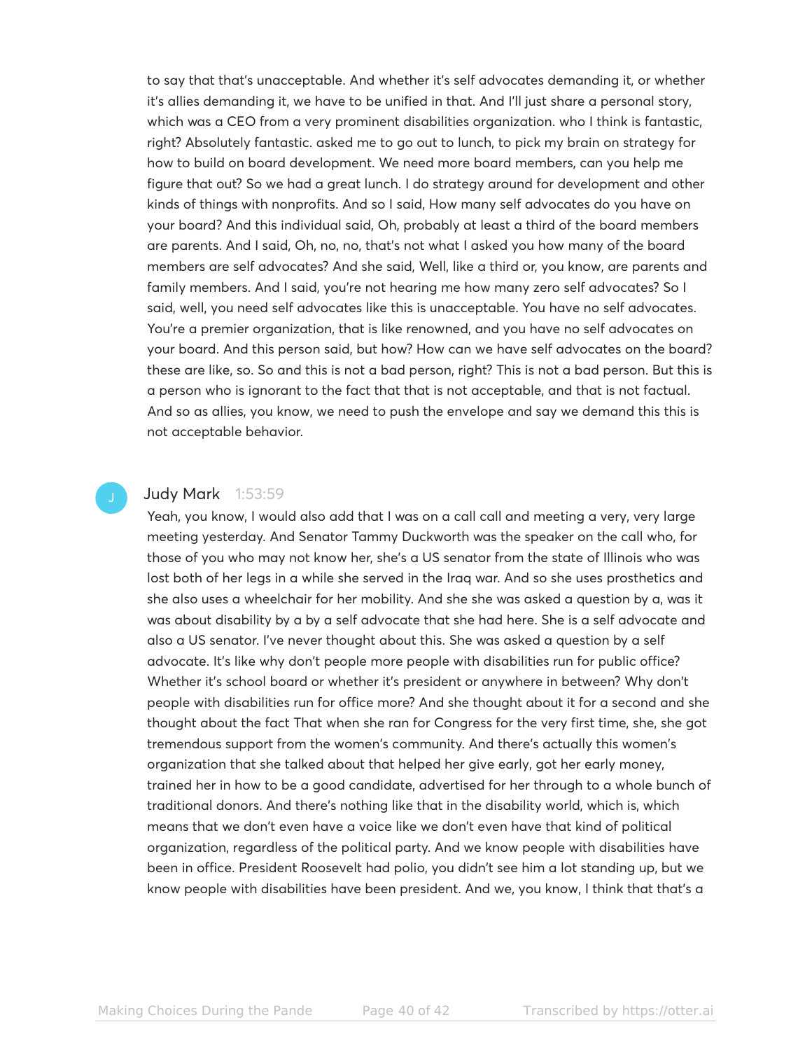to say that that's unacceptable. And whether it's self advocates demanding it, or whether it's allies demanding it, we have to be unified in that. And I'll just share a personal story, which was a CEO from a very prominent disabilities organization. who I think is fantastic, right? Absolutely fantastic. asked me to go out to lunch, to pick my brain on strategy for how to build on board development. We need more board members, can you help me figure that out? So we had a great lunch. I do strategy around for development and other kinds of things with nonprofits. And so I said, How many self advocates do you have on your board? And this individual said, Oh, probably at least a third of the board members are parents. And I said, Oh, no, no, that's not what I asked you how many of the board members are self advocates? And she said, Well, like a third or, you know, are parents and family members. And I said, you're not hearing me how many zero self advocates? So I said, well, you need self advocates like this is unacceptable. You have no self advocates. You're a premier organization, that is like renowned, and you have no self advocates on your board. And this person said, but how? How can we have self advocates on the board? these are like, so. So and this is not a bad person, right? This is not a bad person. But this is a person who is ignorant to the fact that that is not acceptable, and that is not factual. And so as allies, you know, we need to push the envelope and say we demand this this is not acceptable behavior.

**Judy Mark** 1:53:59

Yeah, you know, I would also add that I was on a call call and meeting a very, very large meeting yesterday. And Senator Tammy Duckworth was the speaker on the call who, for those of you who may not know her, she's a US senator from the state of Illinois who was lost both of her legs in a while she served in the Iraq war. And so she uses prosthetics and she also uses a wheelchair for her mobility. And she she was asked a question by a, was it was about disability by a by a self advocate that she had here. She is a self advocate and also a US senator. I've never thought about this. She was asked a question by a self advocate. It's like why don't people more people with disabilities run for public office? Whether it's school board or whether it's president or anywhere in between? Why don't people with disabilities run for office more? And she thought about it for a second and she thought about the fact That when she ran for Congress for the very first time, she, she got tremendous support from the women's community. And there's actually this women's organization that she talked about that helped her give early, got her early money, trained her in how to be a good candidate, advertised for her through to a whole bunch of traditional donors. And there's nothing like that in the disability world, which is, which means that we don't even have a voice like we don't even have that kind of political organization, regardless of the political party. And we know people with disabilities have been in office. President Roosevelt had polio, you didn't see him a lot standing up, but we know people with disabilities have been president. And we, you know, I think that that's a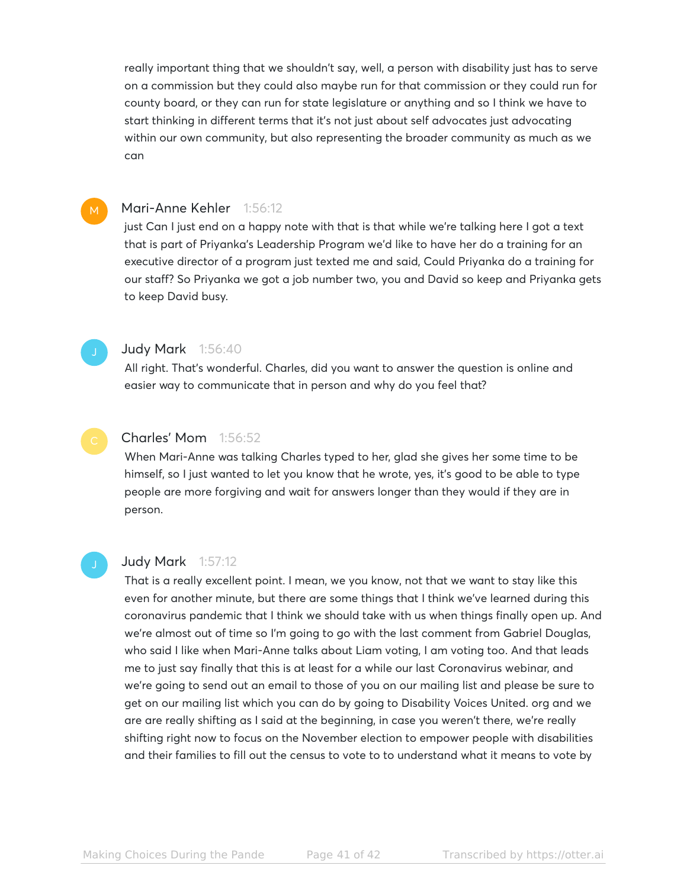really important thing that we shouldn't say, well, a person with disability just has to serve on a commission but they could also maybe run for that commission or they could run for county board, or they can run for state legislature or anything and so I think we have to start thinking in different terms that it's not just about self advocates just advocating within our own community, but also representing the broader community as much as we can

**Mari-Anne Kehler** 1:56:12
just Can I just end on a happy note with that is that while we're talking here I got a text that is part of Priyanka's Leadership Program we'd like to have her do a training for an executive director of a program just texted me and said, Could Priyanka do a training for our staff? So Priyanka we got a job number two, you and David so keep and Priyanka gets to keep David busy.

**Judy Mark** 1:56:40
All right. That's wonderful. Charles, did you want to answer the question is online and easier way to communicate that in person and why do you feel that?

**Charles' Mom** 1:56:52
When Mari-Anne was talking Charles typed to her, glad she gives her some time to be himself, so I just wanted to let you know that he wrote, yes, it's good to be able to type people are more forgiving and wait for answers longer than they would if they are in person.

**Judy Mark** 1:57:12
That is a really excellent point. I mean, we you know, not that we want to stay like this even for another minute, but there are some things that I think we've learned during this coronavirus pandemic that I think we should take with us when things finally open up. And we're almost out of time so I'm going to go with the last comment from Gabriel Douglas, who said I like when Mari-Anne talks about Liam voting, I am voting too. And that leads me to just say finally that this is at least for a while our last Coronavirus webinar, and we're going to send out an email to those of you on our mailing list and please be sure to get on our mailing list which you can do by going to Disability Voices United. org and we are are really shifting as I said at the beginning, in case you weren't there, we're really shifting right now to focus on the November election to empower people with disabilities and their families to fill out the census to vote to to understand what it means to vote by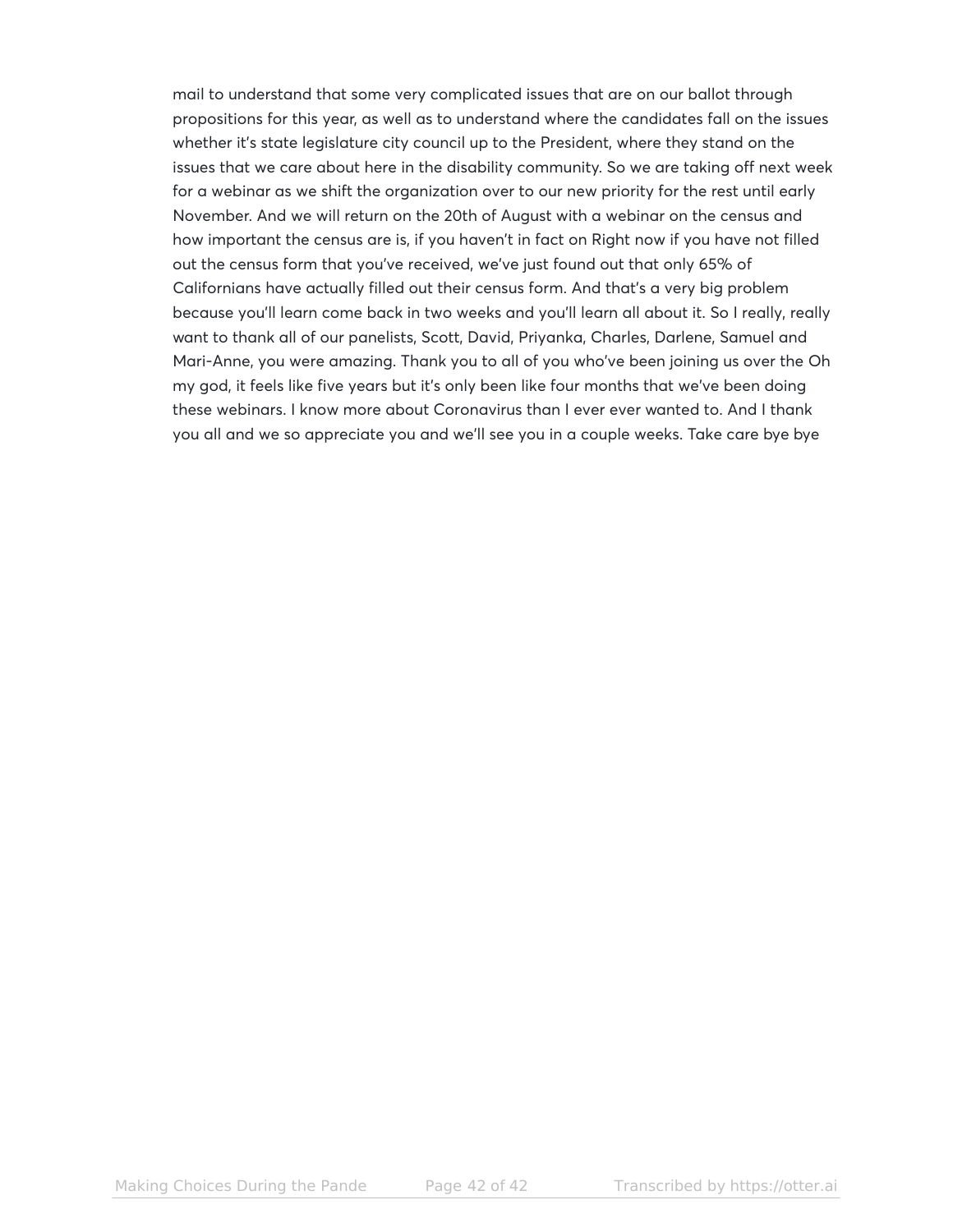mail to understand that some very complicated issues that are on our ballot through propositions for this year, as well as to understand where the candidates fall on the issues whether it's state legislature city council up to the President, where they stand on the issues that we care about here in the disability community. So we are taking off next week for a webinar as we shift the organization over to our new priority for the rest until early November. And we will return on the 20th of August with a webinar on the census and how important the census are is, if you haven't in fact on Right now if you have not filled out the census form that you've received, we've just found out that only 65% of Californians have actually filled out their census form. And that's a very big problem because you'll learn come back in two weeks and you'll learn all about it. So I really, really want to thank all of our panelists, Scott, David, Priyanka, Charles, Darlene, Samuel and Mari-Anne, you were amazing. Thank you to all of you who've been joining us over the Oh my god, it feels like five years but it's only been like four months that we've been doing these webinars. I know more about Coronavirus than I ever ever wanted to. And I thank you all and we so appreciate you and we'll see you in a couple weeks. Take care bye bye